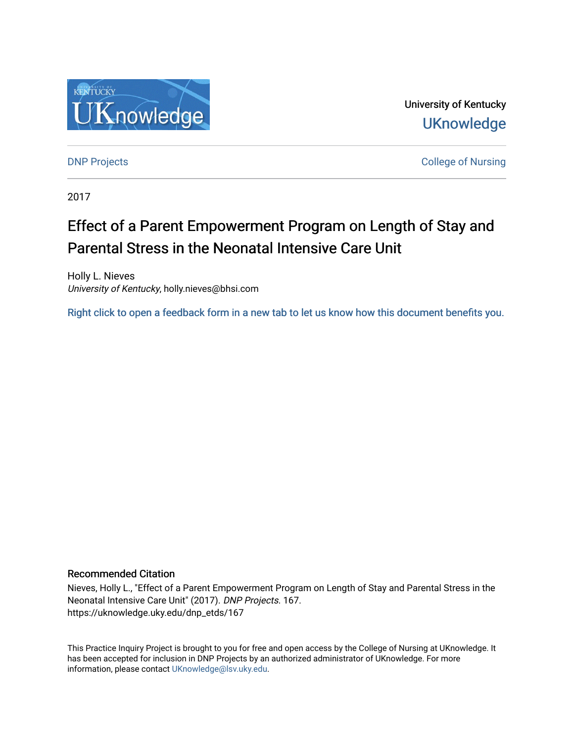University of Kentucky

UKnowledge

DNP Projects

College of Nursing

2017

# Effect of a Parent Empowerment Program on Length of Stay and Parental Stress in the Neonatal Intensive Care Unit

Holly L. Nieves
*University of Kentucky*, holly.nieves@bhsi.com

Right click to open a feedback form in a new tab to let us know how this document benefits you.

## Recommended Citation

Nieves, Holly L., "Effect of a Parent Empowerment Program on Length of Stay and Parental Stress in the Neonatal Intensive Care Unit" (2017). *DNP Projects*. 167.
https://uknowledge.uky.edu/dnp_etds/167

This Practice Inquiry Project is brought to you for free and open access by the College of Nursing at UKnowledge. It has been accepted for inclusion in DNP Projects by an authorized administrator of UKnowledge. For more information, please contact UKnowledge@lsv.uky.edu.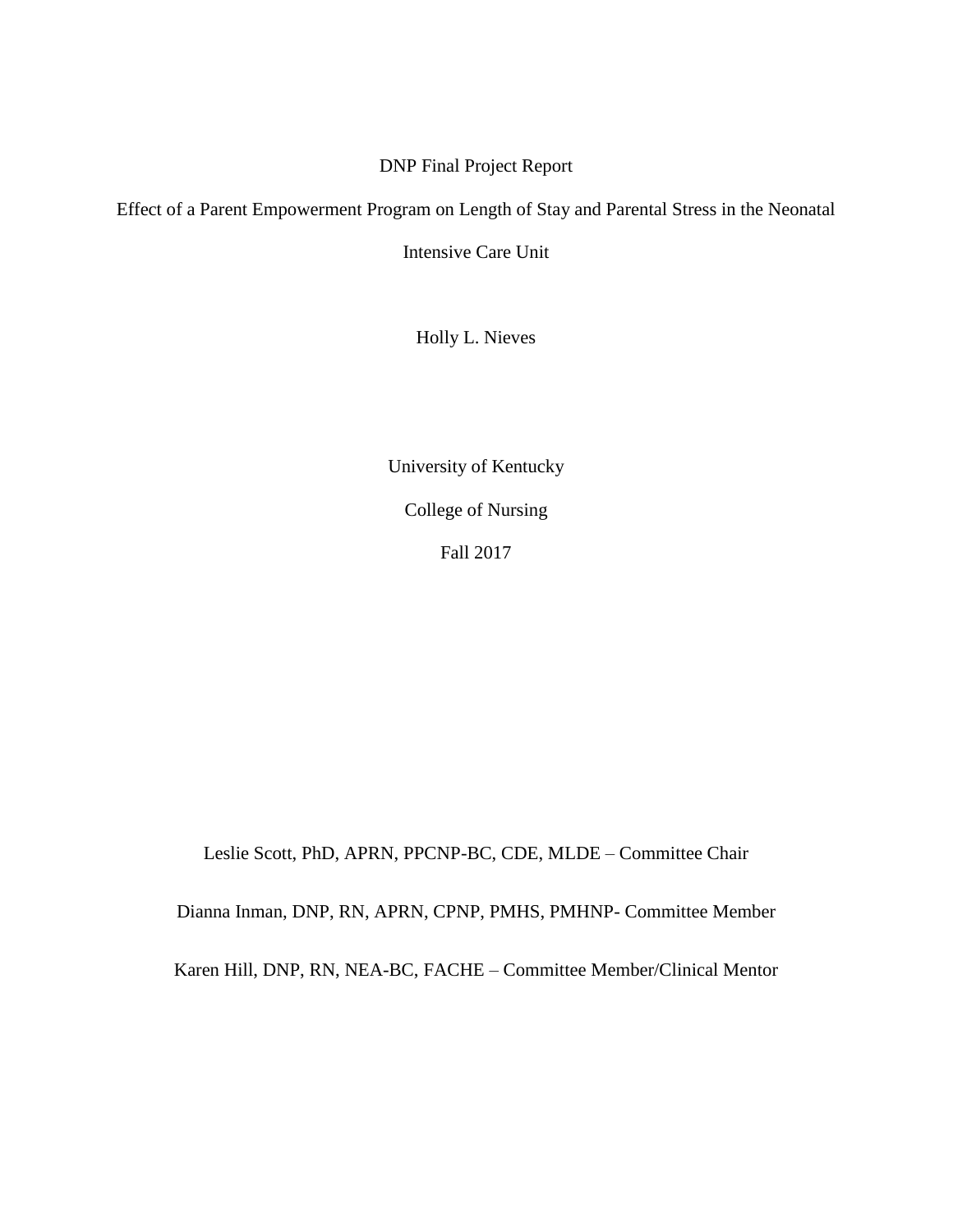DNP Final Project Report

# Effect of a Parent Empowerment Program on Length of Stay and Parental Stress in the Neonatal Intensive Care Unit

Holly L. Nieves

University of Kentucky

College of Nursing

Fall 2017

Leslie Scott, PhD, APRN, PPCNP-BC, CDE, MLDE – Committee Chair

Dianna Inman, DNP, RN, APRN, CPNP, PMHS, PMHNP- Committee Member

Karen Hill, DNP, RN, NEA-BC, FACHE – Committee Member/Clinical Mentor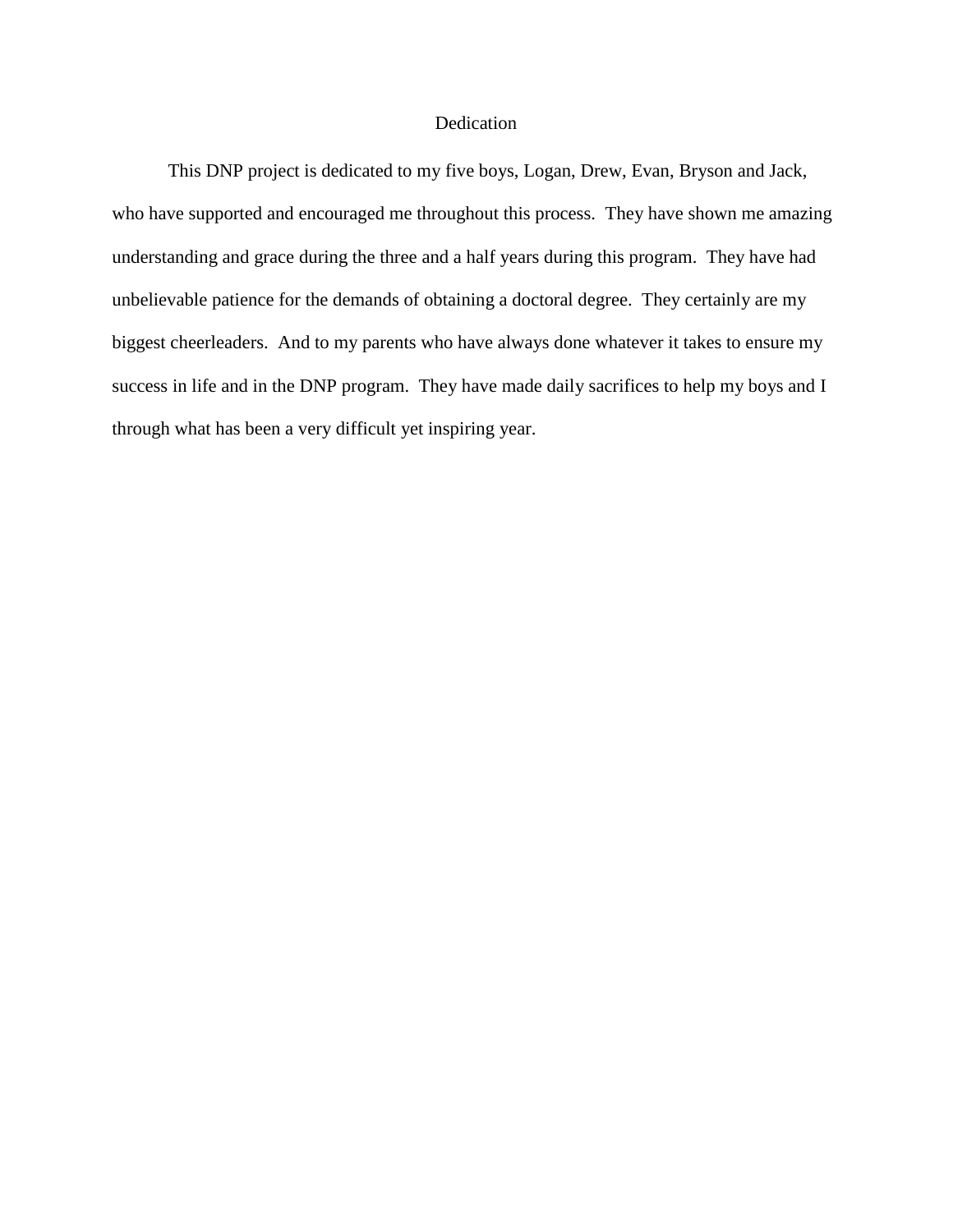# Dedication

This DNP project is dedicated to my five boys, Logan, Drew, Evan, Bryson and Jack, who have supported and encouraged me throughout this process. They have shown me amazing understanding and grace during the three and a half years during this program. They have had unbelievable patience for the demands of obtaining a doctoral degree. They certainly are my biggest cheerleaders. And to my parents who have always done whatever it takes to ensure my success in life and in the DNP program. They have made daily sacrifices to help my boys and I through what has been a very difficult yet inspiring year.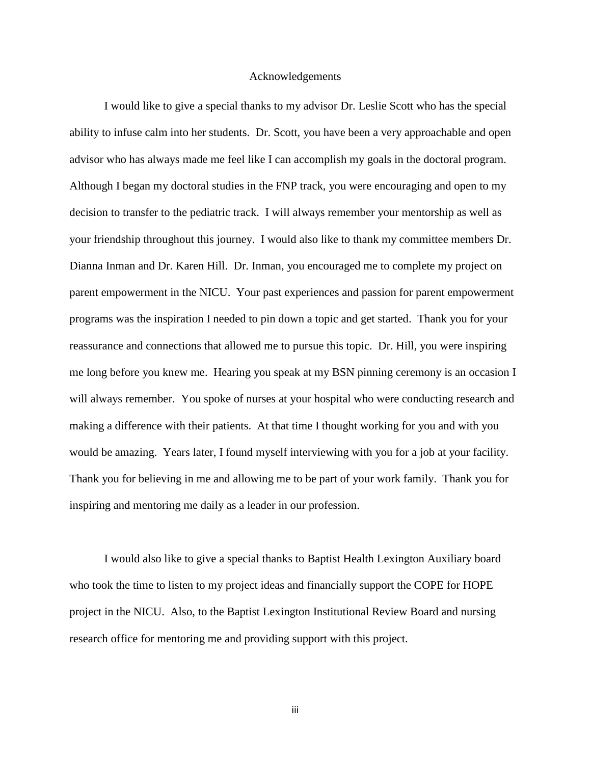# Acknowledgements

I would like to give a special thanks to my advisor Dr. Leslie Scott who has the special ability to infuse calm into her students. Dr. Scott, you have been a very approachable and open advisor who has always made me feel like I can accomplish my goals in the doctoral program. Although I began my doctoral studies in the FNP track, you were encouraging and open to my decision to transfer to the pediatric track. I will always remember your mentorship as well as your friendship throughout this journey. I would also like to thank my committee members Dr. Dianna Inman and Dr. Karen Hill. Dr. Inman, you encouraged me to complete my project on parent empowerment in the NICU. Your past experiences and passion for parent empowerment programs was the inspiration I needed to pin down a topic and get started. Thank you for your reassurance and connections that allowed me to pursue this topic. Dr. Hill, you were inspiring me long before you knew me. Hearing you speak at my BSN pinning ceremony is an occasion I will always remember. You spoke of nurses at your hospital who were conducting research and making a difference with their patients. At that time I thought working for you and with you would be amazing. Years later, I found myself interviewing with you for a job at your facility. Thank you for believing in me and allowing me to be part of your work family. Thank you for inspiring and mentoring me daily as a leader in our profession.

I would also like to give a special thanks to Baptist Health Lexington Auxiliary board who took the time to listen to my project ideas and financially support the COPE for HOPE project in the NICU. Also, to the Baptist Lexington Institutional Review Board and nursing research office for mentoring me and providing support with this project.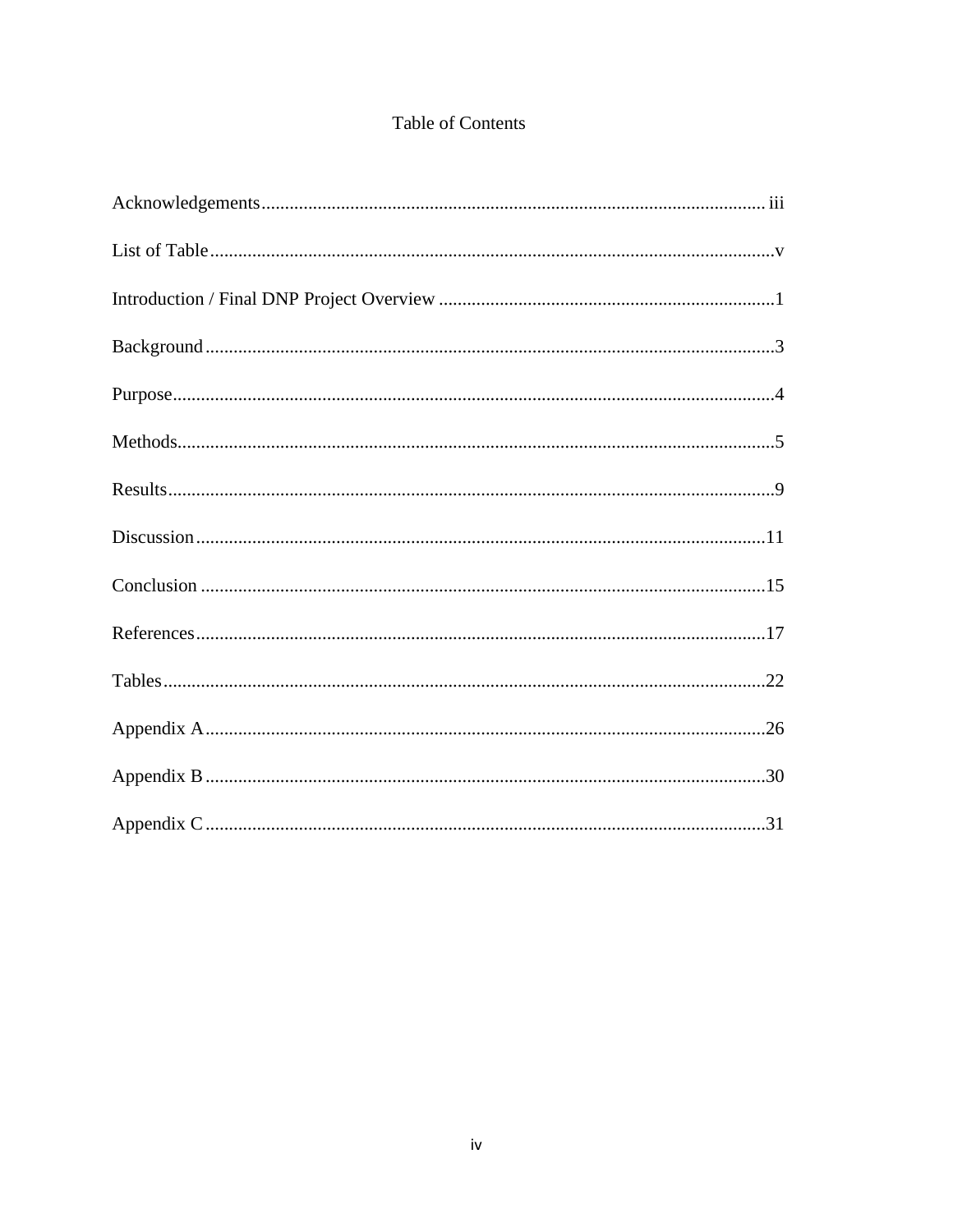# Table of Contents

Acknowledgements ........................................................................................................ iii

List of Table ..................................................................................................................v

Introduction / Final DNP Project Overview .....................................................................1

Background ....................................................................................................................3

Purpose ..........................................................................................................................4

Methods .........................................................................................................................5

Results ...........................................................................................................................9

Discussion ....................................................................................................................11

Conclusion ...................................................................................................................15

References ....................................................................................................................17

Tables ...........................................................................................................................22

Appendix A ..................................................................................................................26

Appendix B ..................................................................................................................30

Appendix C ..................................................................................................................31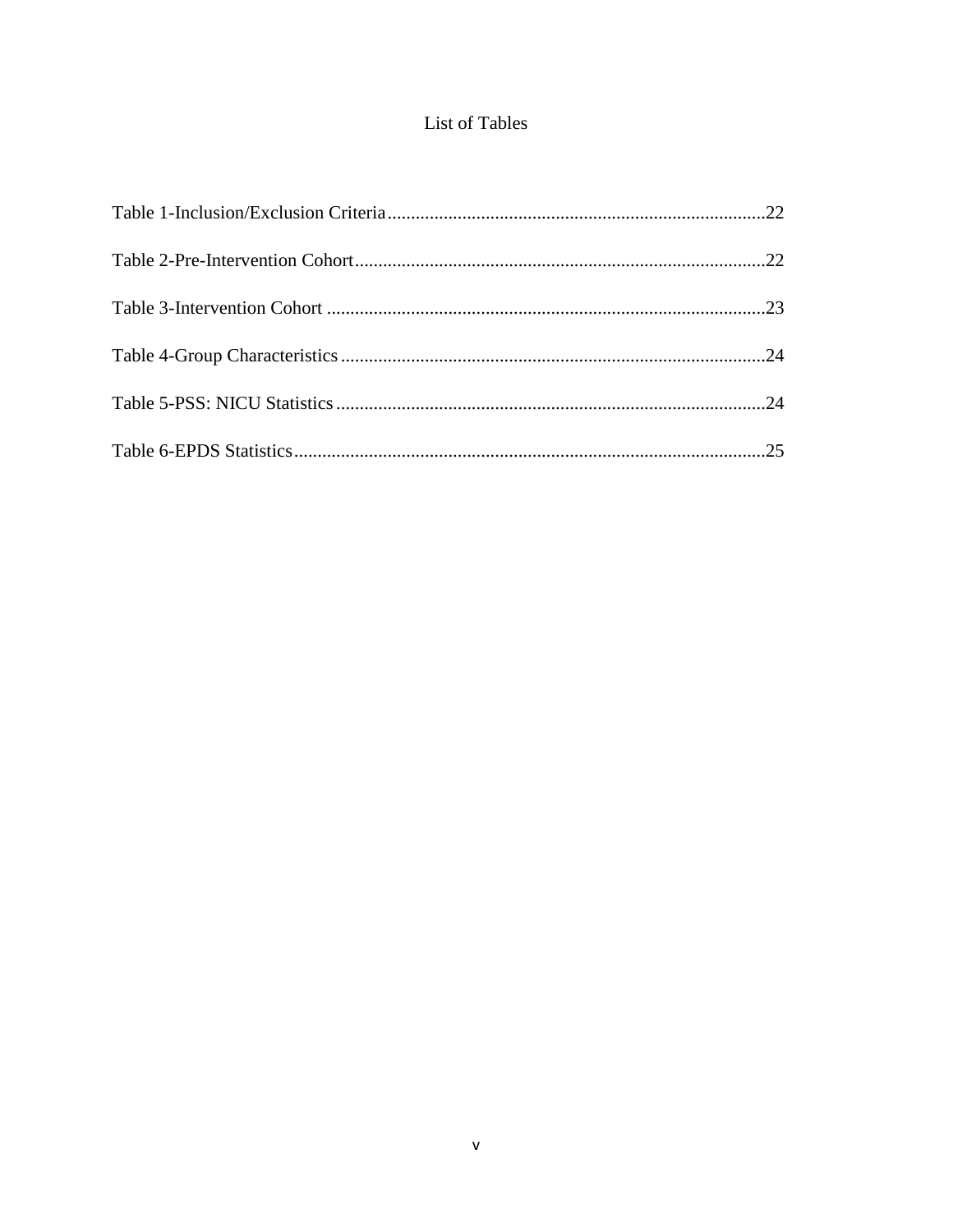# List of Tables

Table 1-Inclusion/Exclusion Criteria ........................................................................ 22

Table 2-Pre-Intervention Cohort ................................................................................ 22

Table 3-Intervention Cohort ...................................................................................... 23

Table 4-Group Characteristics ................................................................................... 24

Table 5-PSS: NICU Statistics .................................................................................... 24

Table 6-EPDS Statistics ............................................................................................. 25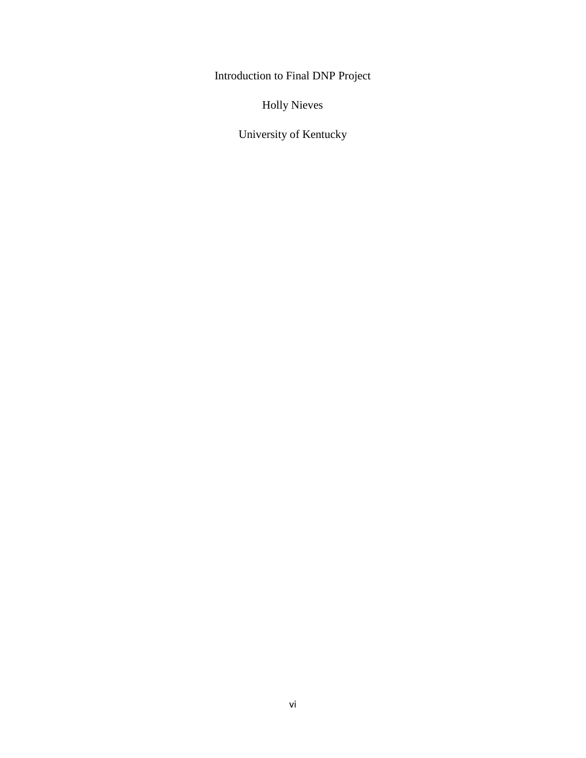Introduction to Final DNP Project

Holly Nieves

University of Kentucky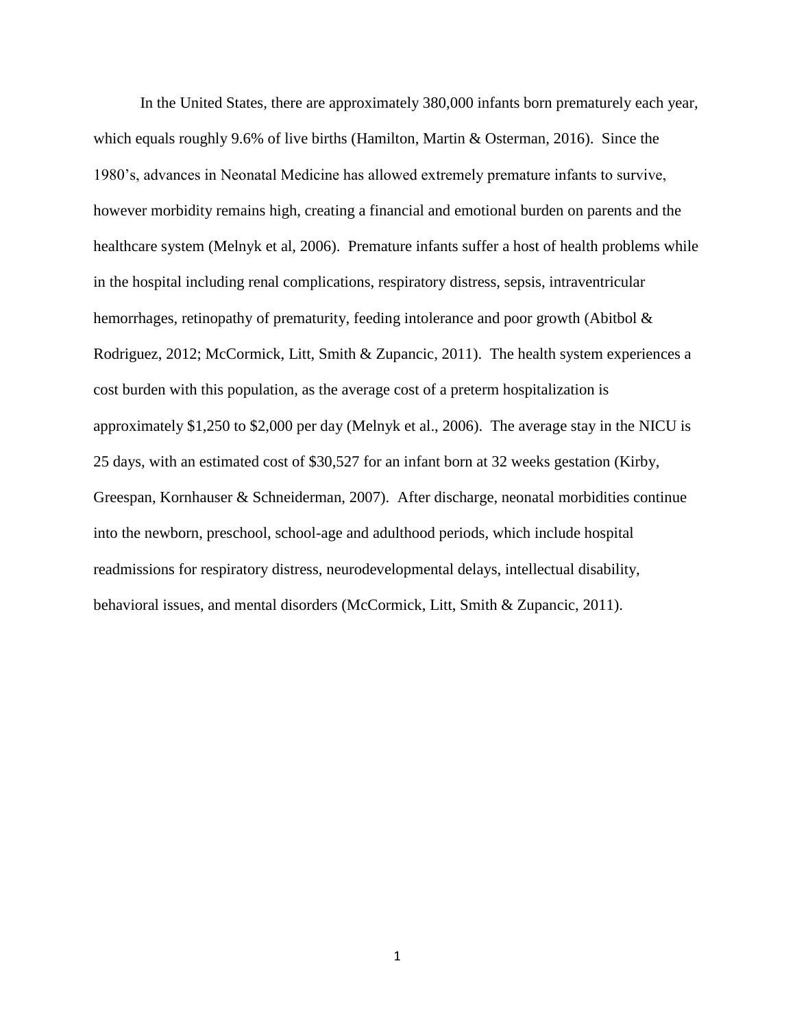In the United States, there are approximately 380,000 infants born prematurely each year, which equals roughly 9.6% of live births (Hamilton, Martin & Osterman, 2016). Since the 1980's, advances in Neonatal Medicine has allowed extremely premature infants to survive, however morbidity remains high, creating a financial and emotional burden on parents and the healthcare system (Melnyk et al, 2006). Premature infants suffer a host of health problems while in the hospital including renal complications, respiratory distress, sepsis, intraventricular hemorrhages, retinopathy of prematurity, feeding intolerance and poor growth (Abitbol & Rodriguez, 2012; McCormick, Litt, Smith & Zupancic, 2011). The health system experiences a cost burden with this population, as the average cost of a preterm hospitalization is approximately $1,250 to $2,000 per day (Melnyk et al., 2006). The average stay in the NICU is 25 days, with an estimated cost of $30,527 for an infant born at 32 weeks gestation (Kirby, Greespan, Kornhauser & Schneiderman, 2007). After discharge, neonatal morbidities continue into the newborn, preschool, school-age and adulthood periods, which include hospital readmissions for respiratory distress, neurodevelopmental delays, intellectual disability, behavioral issues, and mental disorders (McCormick, Litt, Smith & Zupancic, 2011).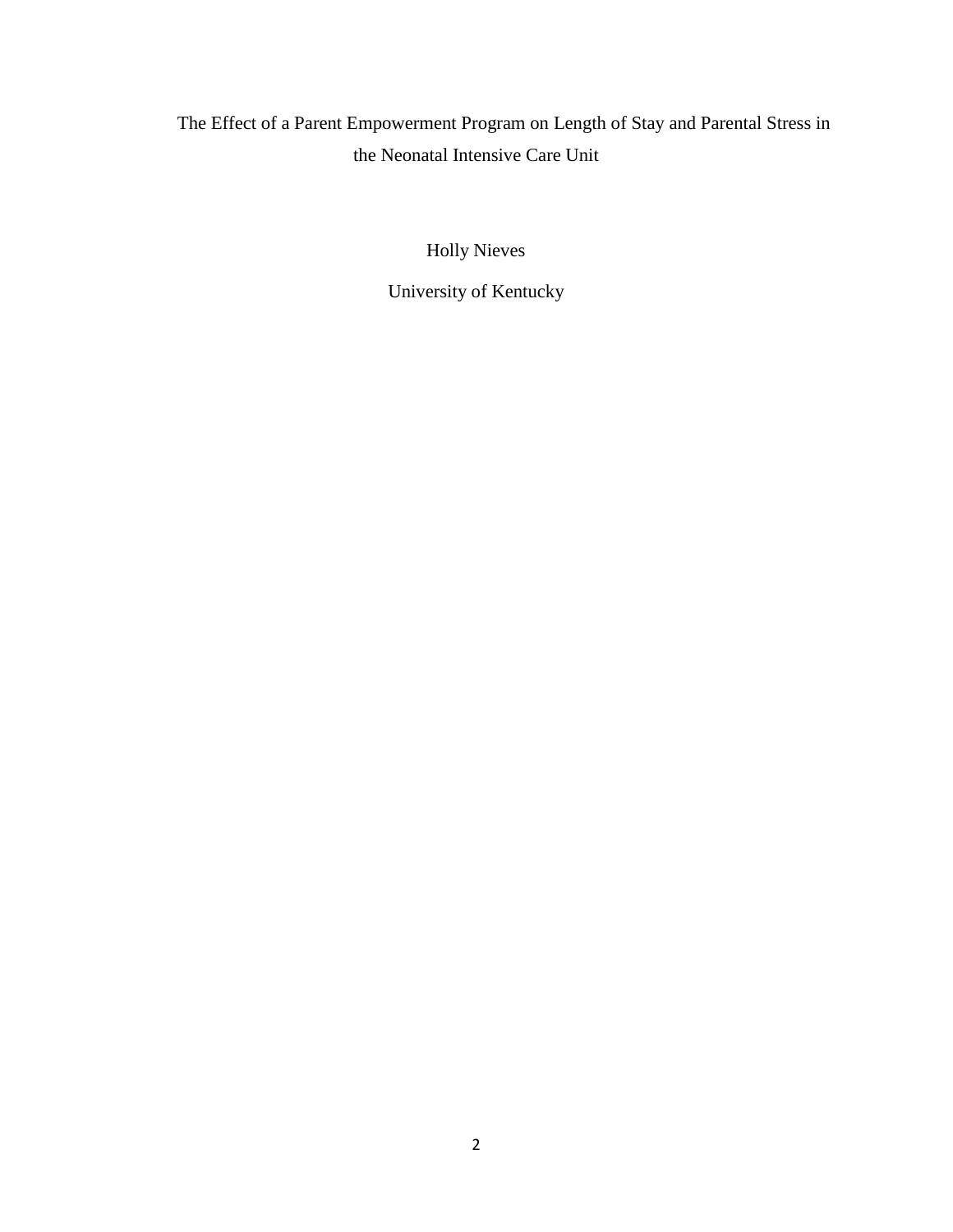The Effect of a Parent Empowerment Program on Length of Stay and Parental Stress in the Neonatal Intensive Care Unit

Holly Nieves

University of Kentucky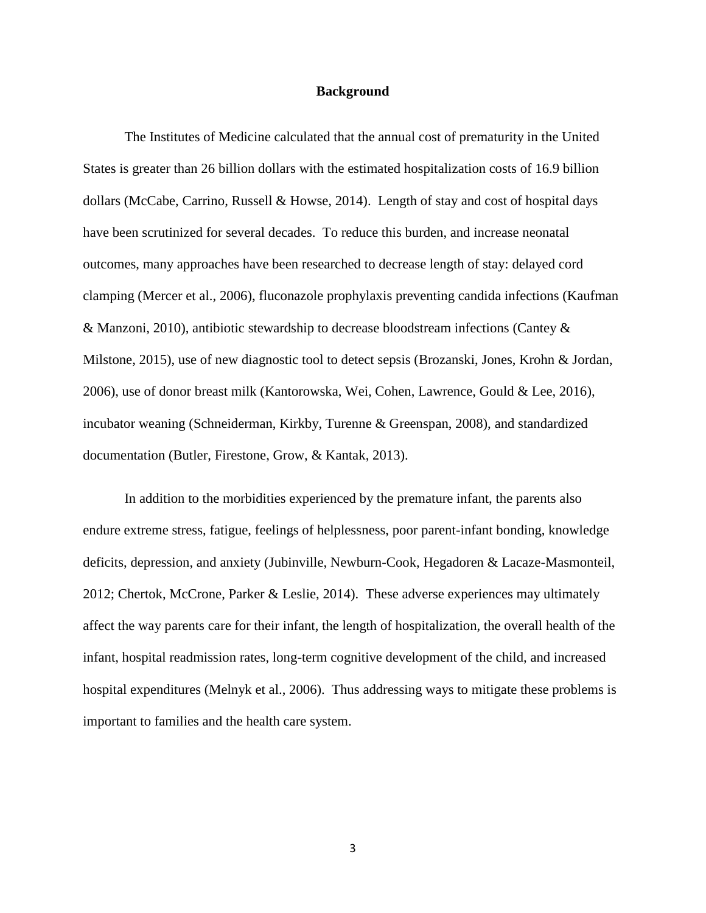## Background

The Institutes of Medicine calculated that the annual cost of prematurity in the United States is greater than 26 billion dollars with the estimated hospitalization costs of 16.9 billion dollars (McCabe, Carrino, Russell & Howse, 2014). Length of stay and cost of hospital days have been scrutinized for several decades. To reduce this burden, and increase neonatal outcomes, many approaches have been researched to decrease length of stay: delayed cord clamping (Mercer et al., 2006), fluconazole prophylaxis preventing candida infections (Kaufman & Manzoni, 2010), antibiotic stewardship to decrease bloodstream infections (Cantey & Milstone, 2015), use of new diagnostic tool to detect sepsis (Brozanski, Jones, Krohn & Jordan, 2006), use of donor breast milk (Kantorowska, Wei, Cohen, Lawrence, Gould & Lee, 2016), incubator weaning (Schneiderman, Kirkby, Turenne & Greenspan, 2008), and standardized documentation (Butler, Firestone, Grow, & Kantak, 2013).

In addition to the morbidities experienced by the premature infant, the parents also endure extreme stress, fatigue, feelings of helplessness, poor parent-infant bonding, knowledge deficits, depression, and anxiety (Jubinville, Newburn-Cook, Hegadoren & Lacaze-Masmonteil, 2012; Chertok, McCrone, Parker & Leslie, 2014). These adverse experiences may ultimately affect the way parents care for their infant, the length of hospitalization, the overall health of the infant, hospital readmission rates, long-term cognitive development of the child, and increased hospital expenditures (Melnyk et al., 2006). Thus addressing ways to mitigate these problems is important to families and the health care system.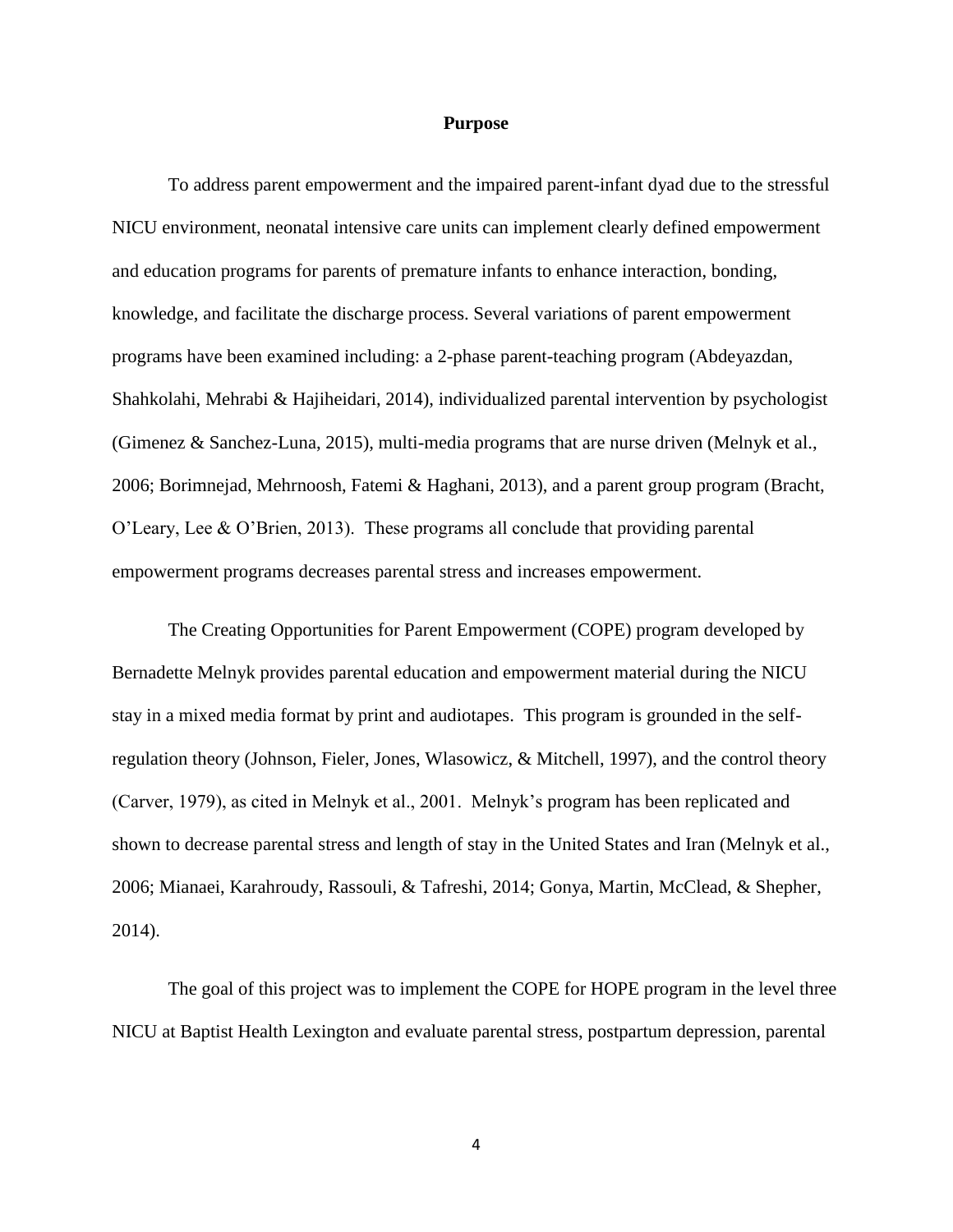**Purpose**

To address parent empowerment and the impaired parent-infant dyad due to the stressful NICU environment, neonatal intensive care units can implement clearly defined empowerment and education programs for parents of premature infants to enhance interaction, bonding, knowledge, and facilitate the discharge process. Several variations of parent empowerment programs have been examined including: a 2-phase parent-teaching program (Abdeyazdan, Shahkolahi, Mehrabi & Hajiheidari, 2014), individualized parental intervention by psychologist (Gimenez & Sanchez-Luna, 2015), multi-media programs that are nurse driven (Melnyk et al., 2006; Borimnejad, Mehrnoosh, Fatemi & Haghani, 2013), and a parent group program (Bracht, O'Leary, Lee & O'Brien, 2013). These programs all conclude that providing parental empowerment programs decreases parental stress and increases empowerment.

The Creating Opportunities for Parent Empowerment (COPE) program developed by Bernadette Melnyk provides parental education and empowerment material during the NICU stay in a mixed media format by print and audiotapes. This program is grounded in the self-regulation theory (Johnson, Fieler, Jones, Wlasowicz, & Mitchell, 1997), and the control theory (Carver, 1979), as cited in Melnyk et al., 2001. Melnyk's program has been replicated and shown to decrease parental stress and length of stay in the United States and Iran (Melnyk et al., 2006; Mianaei, Karahroudy, Rassouli, & Tafreshi, 2014; Gonya, Martin, McClead, & Shepher, 2014).

The goal of this project was to implement the COPE for HOPE program in the level three NICU at Baptist Health Lexington and evaluate parental stress, postpartum depression, parental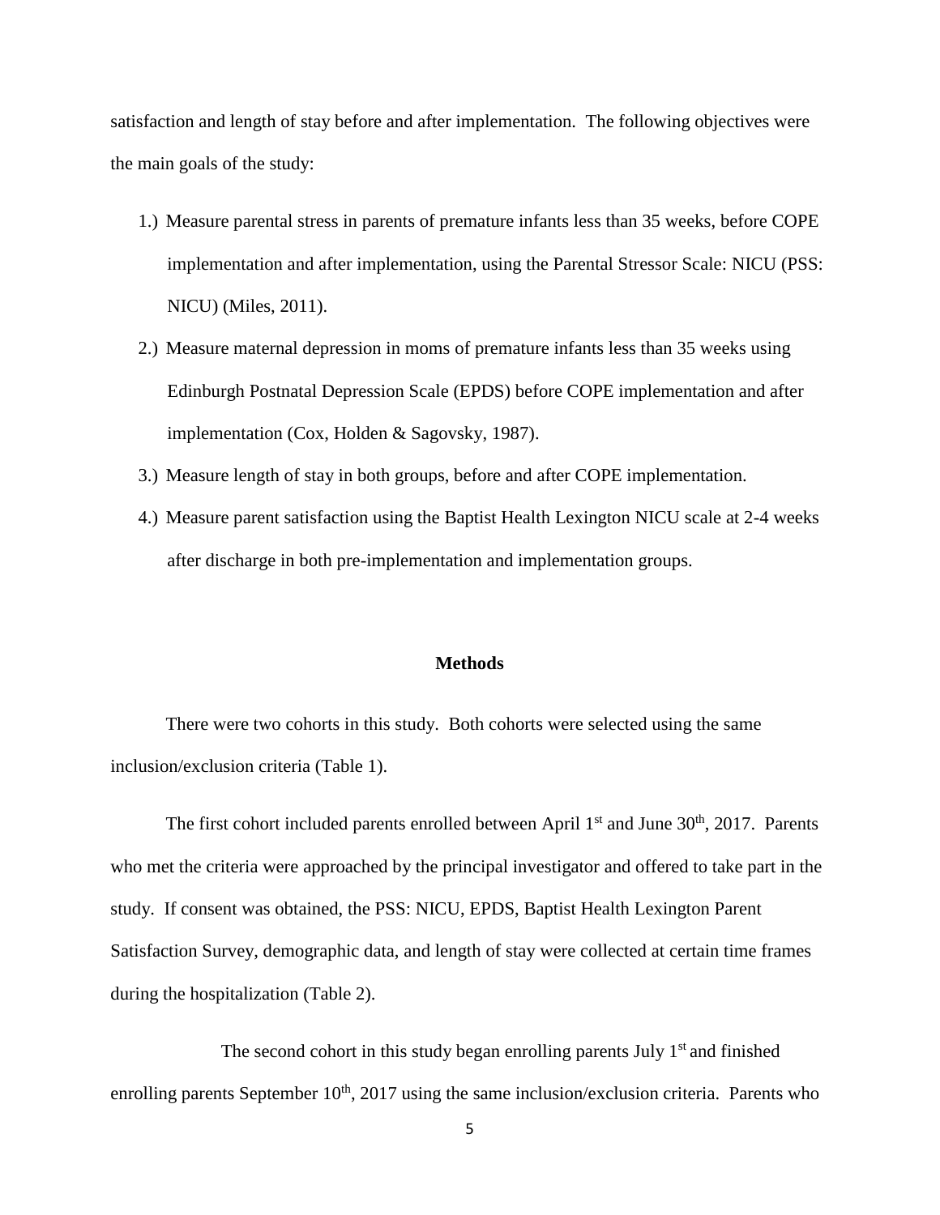satisfaction and length of stay before and after implementation. The following objectives were the main goals of the study:

1.) Measure parental stress in parents of premature infants less than 35 weeks, before COPE implementation and after implementation, using the Parental Stressor Scale: NICU (PSS: NICU) (Miles, 2011).
2.) Measure maternal depression in moms of premature infants less than 35 weeks using Edinburgh Postnatal Depression Scale (EPDS) before COPE implementation and after implementation (Cox, Holden & Sagovsky, 1987).
3.) Measure length of stay in both groups, before and after COPE implementation.
4.) Measure parent satisfaction using the Baptist Health Lexington NICU scale at 2-4 weeks after discharge in both pre-implementation and implementation groups.

## Methods

There were two cohorts in this study. Both cohorts were selected using the same inclusion/exclusion criteria (Table 1).

The first cohort included parents enrolled between April 1st and June 30th, 2017. Parents who met the criteria were approached by the principal investigator and offered to take part in the study. If consent was obtained, the PSS: NICU, EPDS, Baptist Health Lexington Parent Satisfaction Survey, demographic data, and length of stay were collected at certain time frames during the hospitalization (Table 2).

The second cohort in this study began enrolling parents July 1st and finished enrolling parents September 10th, 2017 using the same inclusion/exclusion criteria. Parents who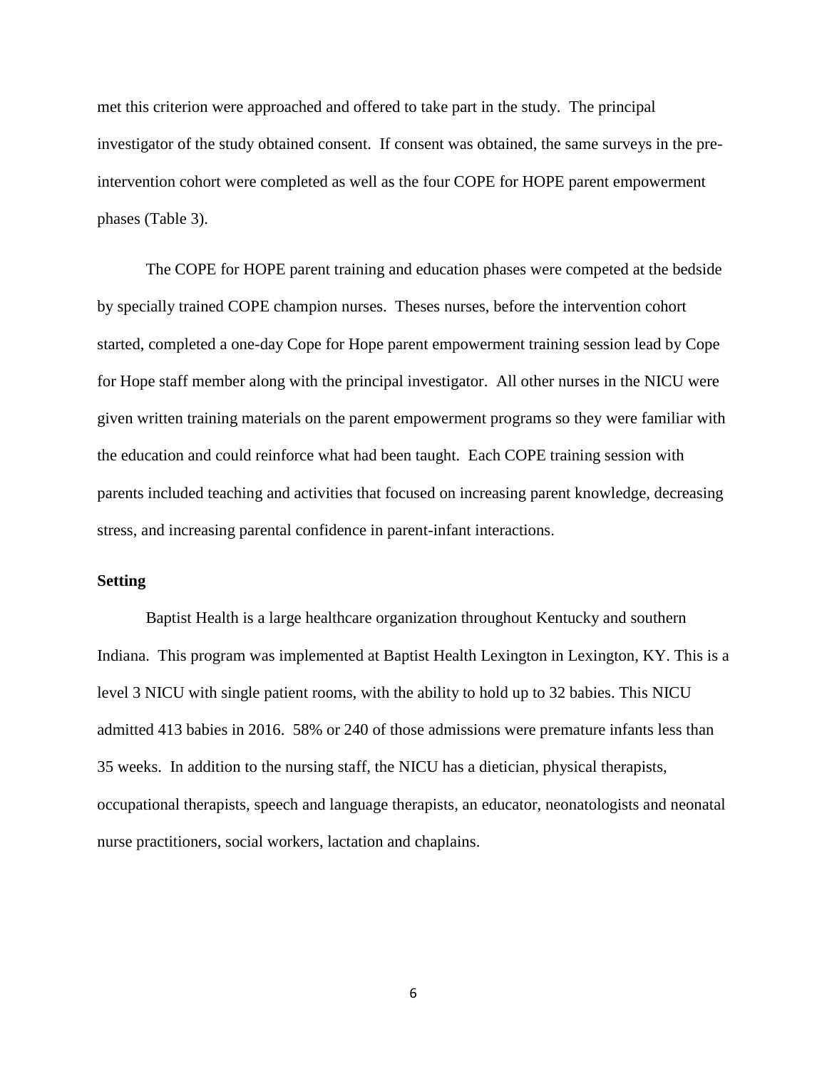met this criterion were approached and offered to take part in the study. The principal investigator of the study obtained consent. If consent was obtained, the same surveys in the pre-intervention cohort were completed as well as the four COPE for HOPE parent empowerment phases (Table 3).

The COPE for HOPE parent training and education phases were competed at the bedside by specially trained COPE champion nurses. Theses nurses, before the intervention cohort started, completed a one-day Cope for Hope parent empowerment training session lead by Cope for Hope staff member along with the principal investigator. All other nurses in the NICU were given written training materials on the parent empowerment programs so they were familiar with the education and could reinforce what had been taught. Each COPE training session with parents included teaching and activities that focused on increasing parent knowledge, decreasing stress, and increasing parental confidence in parent-infant interactions.

**Setting**

Baptist Health is a large healthcare organization throughout Kentucky and southern Indiana. This program was implemented at Baptist Health Lexington in Lexington, KY. This is a level 3 NICU with single patient rooms, with the ability to hold up to 32 babies. This NICU admitted 413 babies in 2016. 58% or 240 of those admissions were premature infants less than 35 weeks. In addition to the nursing staff, the NICU has a dietician, physical therapists, occupational therapists, speech and language therapists, an educator, neonatologists and neonatal nurse practitioners, social workers, lactation and chaplains.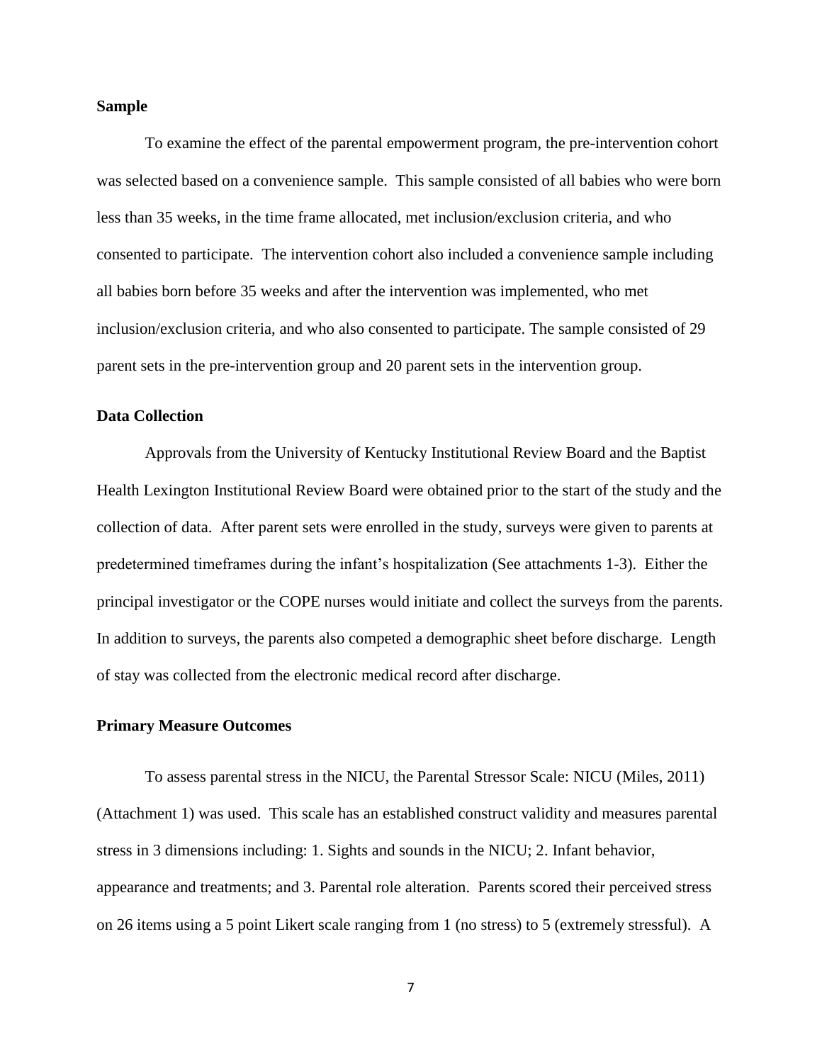**Sample**

To examine the effect of the parental empowerment program, the pre-intervention cohort was selected based on a convenience sample. This sample consisted of all babies who were born less than 35 weeks, in the time frame allocated, met inclusion/exclusion criteria, and who consented to participate. The intervention cohort also included a convenience sample including all babies born before 35 weeks and after the intervention was implemented, who met inclusion/exclusion criteria, and who also consented to participate. The sample consisted of 29 parent sets in the pre-intervention group and 20 parent sets in the intervention group.

**Data Collection**

Approvals from the University of Kentucky Institutional Review Board and the Baptist Health Lexington Institutional Review Board were obtained prior to the start of the study and the collection of data. After parent sets were enrolled in the study, surveys were given to parents at predetermined timeframes during the infant's hospitalization (See attachments 1-3). Either the principal investigator or the COPE nurses would initiate and collect the surveys from the parents. In addition to surveys, the parents also competed a demographic sheet before discharge. Length of stay was collected from the electronic medical record after discharge.

**Primary Measure Outcomes**

To assess parental stress in the NICU, the Parental Stressor Scale: NICU (Miles, 2011) (Attachment 1) was used. This scale has an established construct validity and measures parental stress in 3 dimensions including: 1. Sights and sounds in the NICU; 2. Infant behavior, appearance and treatments; and 3. Parental role alteration. Parents scored their perceived stress on 26 items using a 5 point Likert scale ranging from 1 (no stress) to 5 (extremely stressful). A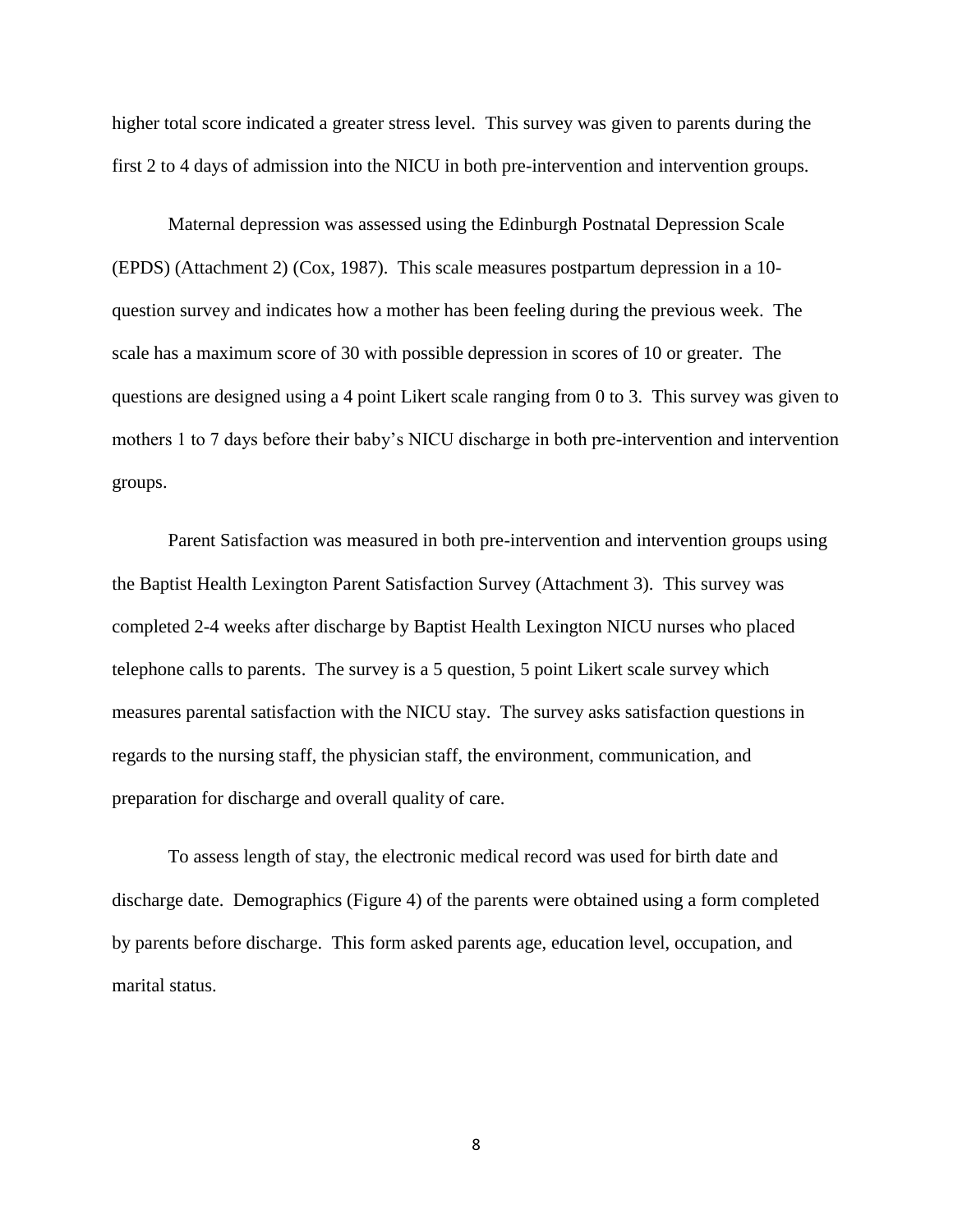higher total score indicated a greater stress level. This survey was given to parents during the first 2 to 4 days of admission into the NICU in both pre-intervention and intervention groups.

Maternal depression was assessed using the Edinburgh Postnatal Depression Scale (EPDS) (Attachment 2) (Cox, 1987). This scale measures postpartum depression in a 10-question survey and indicates how a mother has been feeling during the previous week. The scale has a maximum score of 30 with possible depression in scores of 10 or greater. The questions are designed using a 4 point Likert scale ranging from 0 to 3. This survey was given to mothers 1 to 7 days before their baby's NICU discharge in both pre-intervention and intervention groups.

Parent Satisfaction was measured in both pre-intervention and intervention groups using the Baptist Health Lexington Parent Satisfaction Survey (Attachment 3). This survey was completed 2-4 weeks after discharge by Baptist Health Lexington NICU nurses who placed telephone calls to parents. The survey is a 5 question, 5 point Likert scale survey which measures parental satisfaction with the NICU stay. The survey asks satisfaction questions in regards to the nursing staff, the physician staff, the environment, communication, and preparation for discharge and overall quality of care.

To assess length of stay, the electronic medical record was used for birth date and discharge date. Demographics (Figure 4) of the parents were obtained using a form completed by parents before discharge. This form asked parents age, education level, occupation, and marital status.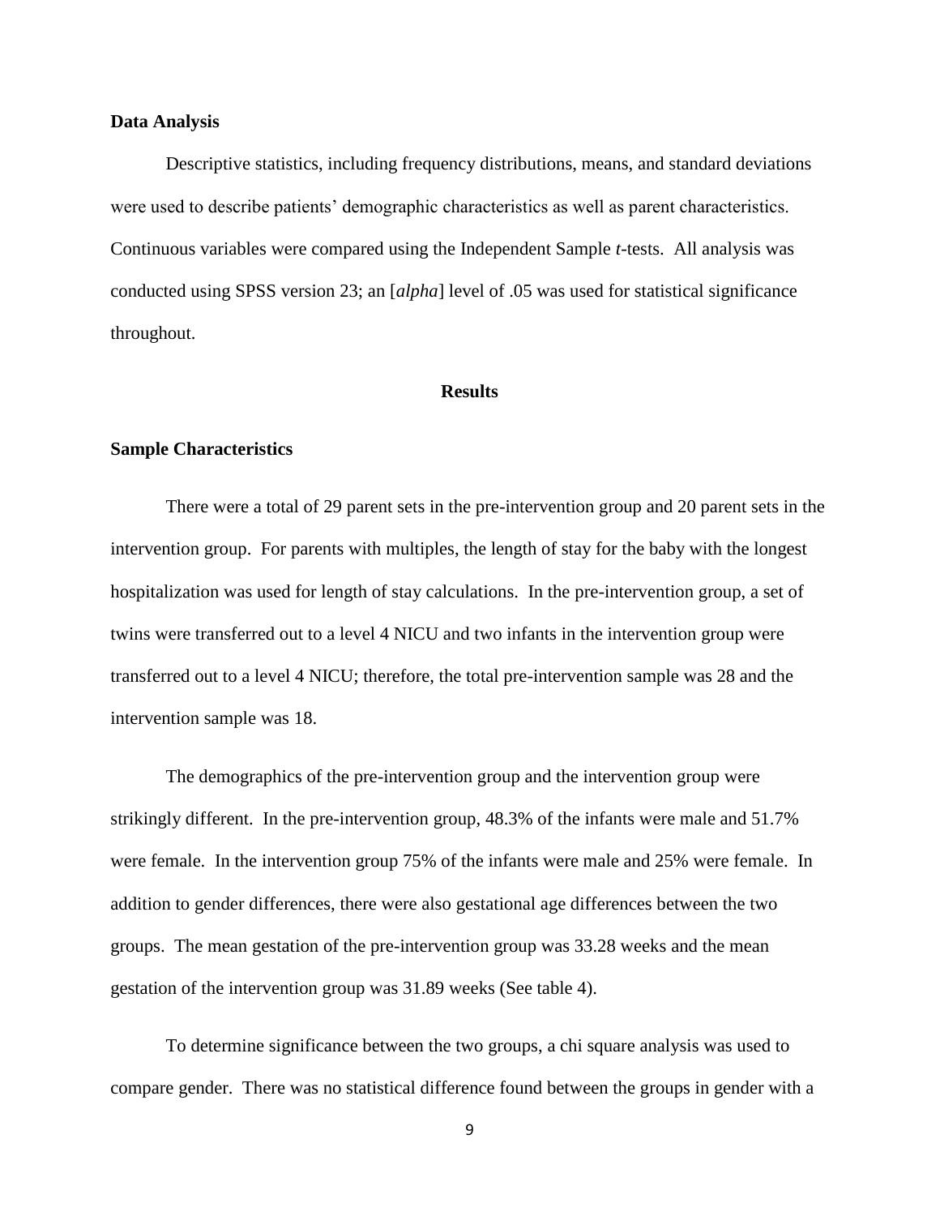**Data Analysis**

Descriptive statistics, including frequency distributions, means, and standard deviations were used to describe patients' demographic characteristics as well as parent characteristics. Continuous variables were compared using the Independent Sample *t*-tests. All analysis was conducted using SPSS version 23; an [*alpha*] level of .05 was used for statistical significance throughout.

## Results

**Sample Characteristics**

There were a total of 29 parent sets in the pre-intervention group and 20 parent sets in the intervention group. For parents with multiples, the length of stay for the baby with the longest hospitalization was used for length of stay calculations. In the pre-intervention group, a set of twins were transferred out to a level 4 NICU and two infants in the intervention group were transferred out to a level 4 NICU; therefore, the total pre-intervention sample was 28 and the intervention sample was 18.

The demographics of the pre-intervention group and the intervention group were strikingly different. In the pre-intervention group, 48.3% of the infants were male and 51.7% were female. In the intervention group 75% of the infants were male and 25% were female. In addition to gender differences, there were also gestational age differences between the two groups. The mean gestation of the pre-intervention group was 33.28 weeks and the mean gestation of the intervention group was 31.89 weeks (See table 4).

To determine significance between the two groups, a chi square analysis was used to compare gender. There was no statistical difference found between the groups in gender with a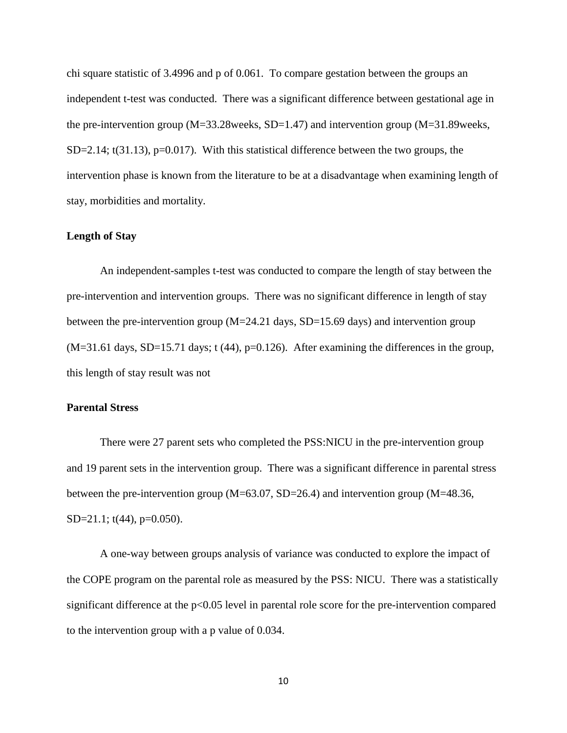chi square statistic of 3.4996 and p of 0.061. To compare gestation between the groups an independent t-test was conducted. There was a significant difference between gestational age in the pre-intervention group (M=33.28weeks, SD=1.47) and intervention group (M=31.89weeks, SD=2.14; t(31.13), p=0.017). With this statistical difference between the two groups, the intervention phase is known from the literature to be at a disadvantage when examining length of stay, morbidities and mortality.

### Length of Stay

An independent-samples t-test was conducted to compare the length of stay between the pre-intervention and intervention groups. There was no significant difference in length of stay between the pre-intervention group (M=24.21 days, SD=15.69 days) and intervention group (M=31.61 days, SD=15.71 days; t (44), p=0.126). After examining the differences in the group, this length of stay result was not

### Parental Stress

There were 27 parent sets who completed the PSS:NICU in the pre-intervention group and 19 parent sets in the intervention group. There was a significant difference in parental stress between the pre-intervention group (M=63.07, SD=26.4) and intervention group (M=48.36, SD=21.1; t(44), p=0.050).

A one-way between groups analysis of variance was conducted to explore the impact of the COPE program on the parental role as measured by the PSS: NICU. There was a statistically significant difference at the $p<0.05$ level in parental role score for the pre-intervention compared to the intervention group with a p value of 0.034.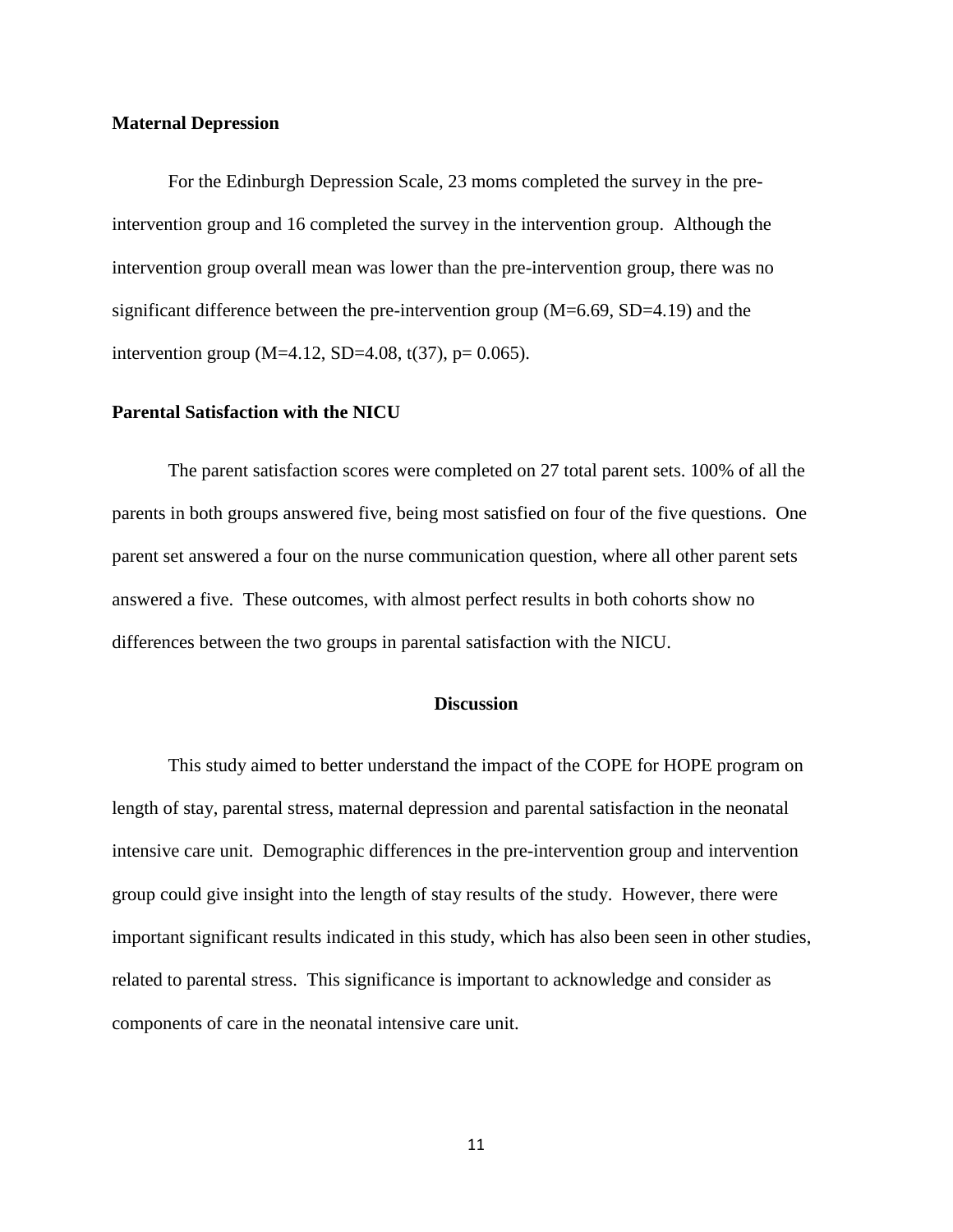### Maternal Depression

For the Edinburgh Depression Scale, 23 moms completed the survey in the pre-intervention group and 16 completed the survey in the intervention group. Although the intervention group overall mean was lower than the pre-intervention group, there was no significant difference between the pre-intervention group ($M=6.69$, $SD=4.19$) and the intervention group ($M=4.12$, $SD=4.08$, $t(37)$, $p= 0.065$).

### Parental Satisfaction with the NICU

The parent satisfaction scores were completed on 27 total parent sets. 100% of all the parents in both groups answered five, being most satisfied on four of the five questions. One parent set answered a four on the nurse communication question, where all other parent sets answered a five. These outcomes, with almost perfect results in both cohorts show no differences between the two groups in parental satisfaction with the NICU.

## Discussion

This study aimed to better understand the impact of the COPE for HOPE program on length of stay, parental stress, maternal depression and parental satisfaction in the neonatal intensive care unit. Demographic differences in the pre-intervention group and intervention group could give insight into the length of stay results of the study. However, there were important significant results indicated in this study, which has also been seen in other studies, related to parental stress. This significance is important to acknowledge and consider as components of care in the neonatal intensive care unit.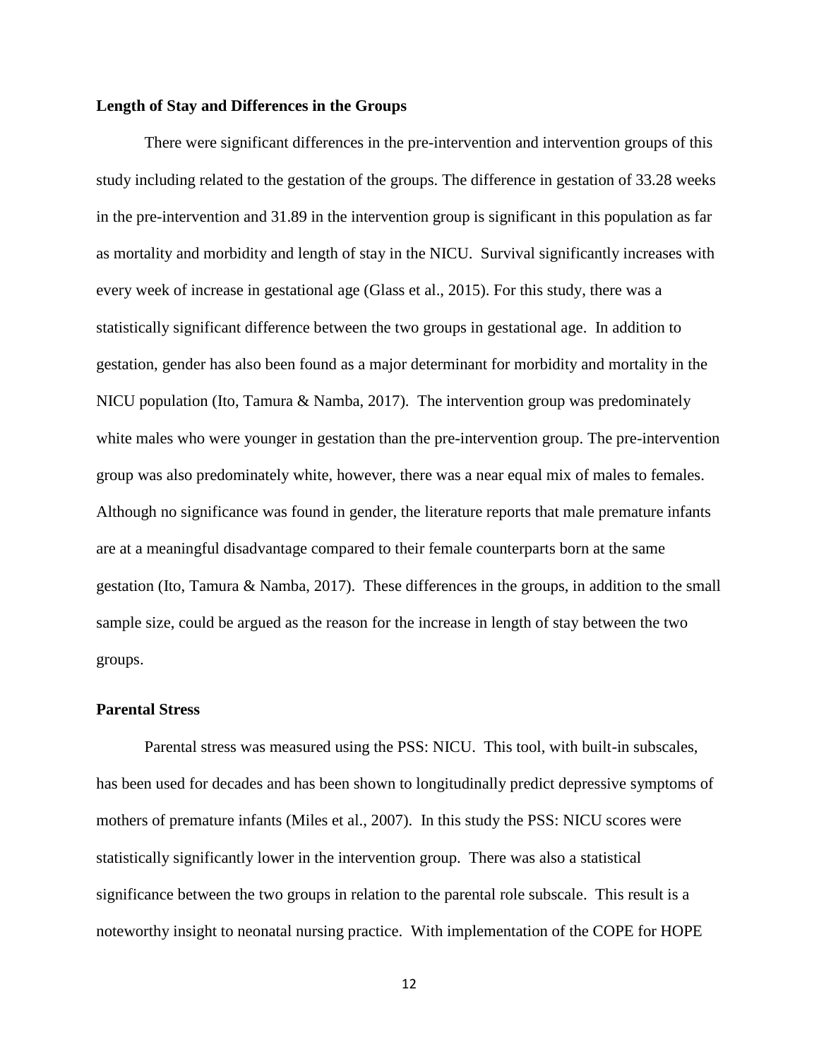### Length of Stay and Differences in the Groups

There were significant differences in the pre-intervention and intervention groups of this study including related to the gestation of the groups. The difference in gestation of 33.28 weeks in the pre-intervention and 31.89 in the intervention group is significant in this population as far as mortality and morbidity and length of stay in the NICU. Survival significantly increases with every week of increase in gestational age (Glass et al., 2015). For this study, there was a statistically significant difference between the two groups in gestational age. In addition to gestation, gender has also been found as a major determinant for morbidity and mortality in the NICU population (Ito, Tamura & Namba, 2017). The intervention group was predominately white males who were younger in gestation than the pre-intervention group. The pre-intervention group was also predominately white, however, there was a near equal mix of males to females. Although no significance was found in gender, the literature reports that male premature infants are at a meaningful disadvantage compared to their female counterparts born at the same gestation (Ito, Tamura & Namba, 2017). These differences in the groups, in addition to the small sample size, could be argued as the reason for the increase in length of stay between the two groups.

### Parental Stress

Parental stress was measured using the PSS: NICU. This tool, with built-in subscales, has been used for decades and has been shown to longitudinally predict depressive symptoms of mothers of premature infants (Miles et al., 2007). In this study the PSS: NICU scores were statistically significantly lower in the intervention group. There was also a statistical significance between the two groups in relation to the parental role subscale. This result is a noteworthy insight to neonatal nursing practice. With implementation of the COPE for HOPE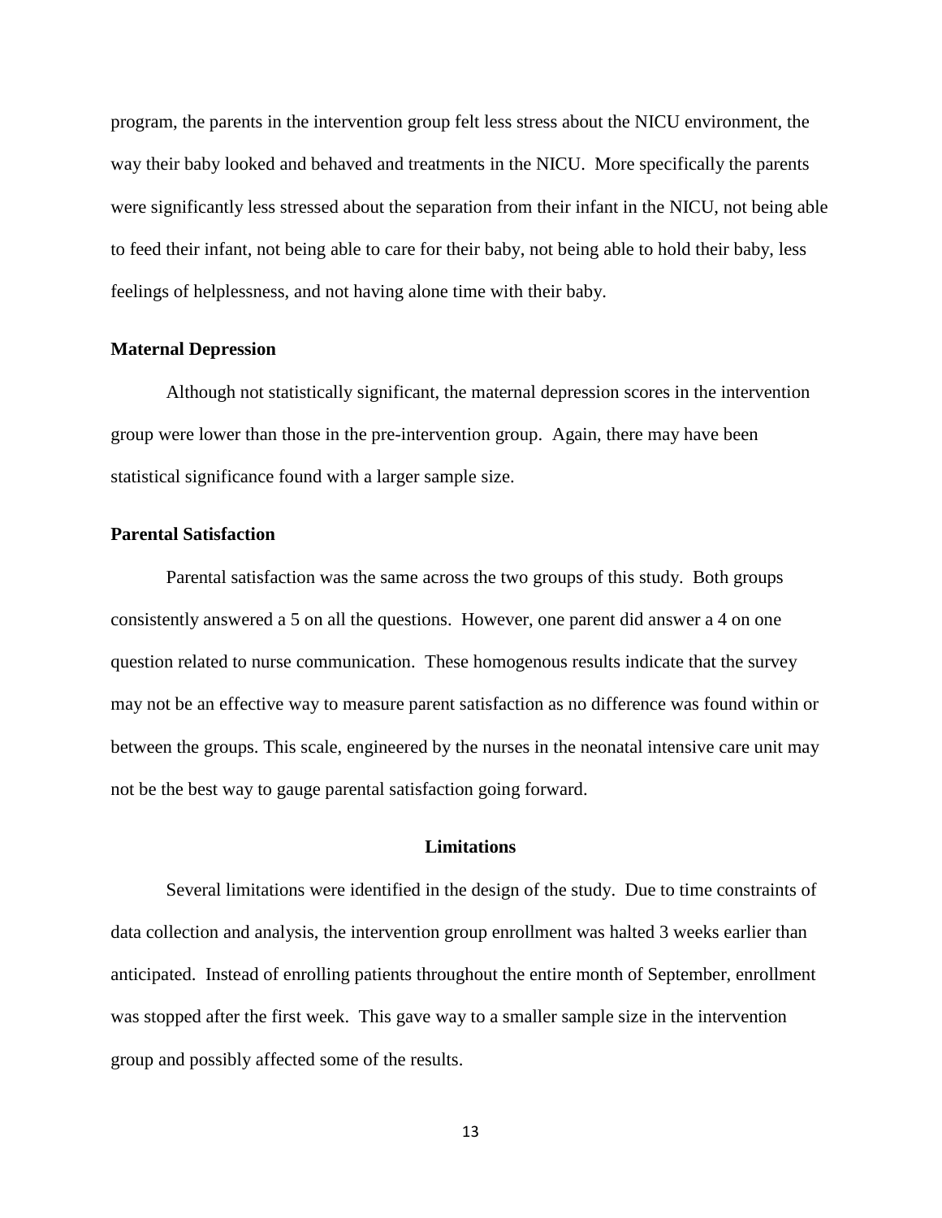program, the parents in the intervention group felt less stress about the NICU environment, the way their baby looked and behaved and treatments in the NICU. More specifically the parents were significantly less stressed about the separation from their infant in the NICU, not being able to feed their infant, not being able to care for their baby, not being able to hold their baby, less feelings of helplessness, and not having alone time with their baby.

### Maternal Depression

Although not statistically significant, the maternal depression scores in the intervention group were lower than those in the pre-intervention group. Again, there may have been statistical significance found with a larger sample size.

### Parental Satisfaction

Parental satisfaction was the same across the two groups of this study. Both groups consistently answered a 5 on all the questions. However, one parent did answer a 4 on one question related to nurse communication. These homogenous results indicate that the survey may not be an effective way to measure parent satisfaction as no difference was found within or between the groups. This scale, engineered by the nurses in the neonatal intensive care unit may not be the best way to gauge parental satisfaction going forward.

## Limitations

Several limitations were identified in the design of the study. Due to time constraints of data collection and analysis, the intervention group enrollment was halted 3 weeks earlier than anticipated. Instead of enrolling patients throughout the entire month of September, enrollment was stopped after the first week. This gave way to a smaller sample size in the intervention group and possibly affected some of the results.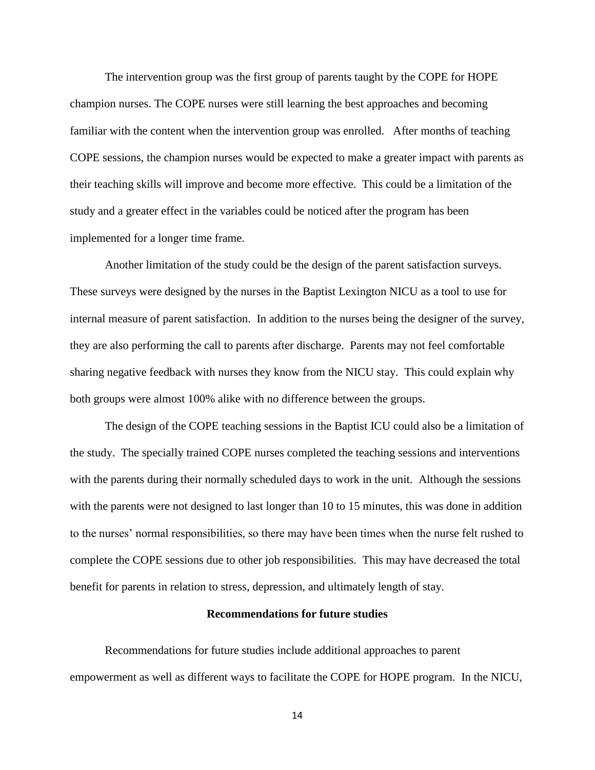The intervention group was the first group of parents taught by the COPE for HOPE champion nurses. The COPE nurses were still learning the best approaches and becoming familiar with the content when the intervention group was enrolled. After months of teaching COPE sessions, the champion nurses would be expected to make a greater impact with parents as their teaching skills will improve and become more effective. This could be a limitation of the study and a greater effect in the variables could be noticed after the program has been implemented for a longer time frame.

Another limitation of the study could be the design of the parent satisfaction surveys. These surveys were designed by the nurses in the Baptist Lexington NICU as a tool to use for internal measure of parent satisfaction. In addition to the nurses being the designer of the survey, they are also performing the call to parents after discharge. Parents may not feel comfortable sharing negative feedback with nurses they know from the NICU stay. This could explain why both groups were almost 100% alike with no difference between the groups.

The design of the COPE teaching sessions in the Baptist ICU could also be a limitation of the study. The specially trained COPE nurses completed the teaching sessions and interventions with the parents during their normally scheduled days to work in the unit. Although the sessions with the parents were not designed to last longer than 10 to 15 minutes, this was done in addition to the nurses' normal responsibilities, so there may have been times when the nurse felt rushed to complete the COPE sessions due to other job responsibilities. This may have decreased the total benefit for parents in relation to stress, depression, and ultimately length of stay.

## Recommendations for future studies

Recommendations for future studies include additional approaches to parent empowerment as well as different ways to facilitate the COPE for HOPE program. In the NICU,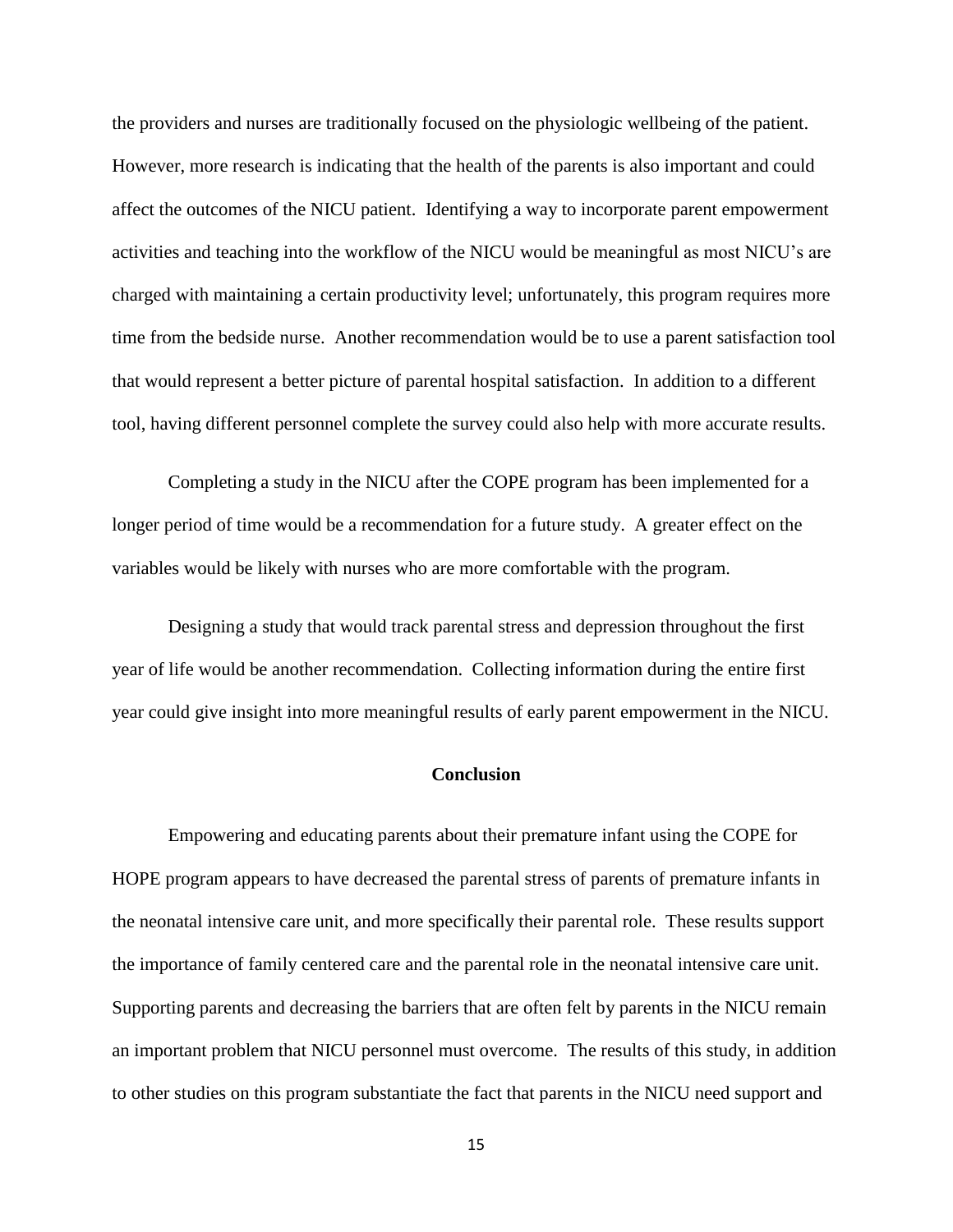the providers and nurses are traditionally focused on the physiologic wellbeing of the patient. However, more research is indicating that the health of the parents is also important and could affect the outcomes of the NICU patient. Identifying a way to incorporate parent empowerment activities and teaching into the workflow of the NICU would be meaningful as most NICU's are charged with maintaining a certain productivity level; unfortunately, this program requires more time from the bedside nurse. Another recommendation would be to use a parent satisfaction tool that would represent a better picture of parental hospital satisfaction. In addition to a different tool, having different personnel complete the survey could also help with more accurate results.

Completing a study in the NICU after the COPE program has been implemented for a longer period of time would be a recommendation for a future study. A greater effect on the variables would be likely with nurses who are more comfortable with the program.

Designing a study that would track parental stress and depression throughout the first year of life would be another recommendation. Collecting information during the entire first year could give insight into more meaningful results of early parent empowerment in the NICU.

## Conclusion

Empowering and educating parents about their premature infant using the COPE for HOPE program appears to have decreased the parental stress of parents of premature infants in the neonatal intensive care unit, and more specifically their parental role. These results support the importance of family centered care and the parental role in the neonatal intensive care unit. Supporting parents and decreasing the barriers that are often felt by parents in the NICU remain an important problem that NICU personnel must overcome. The results of this study, in addition to other studies on this program substantiate the fact that parents in the NICU need support and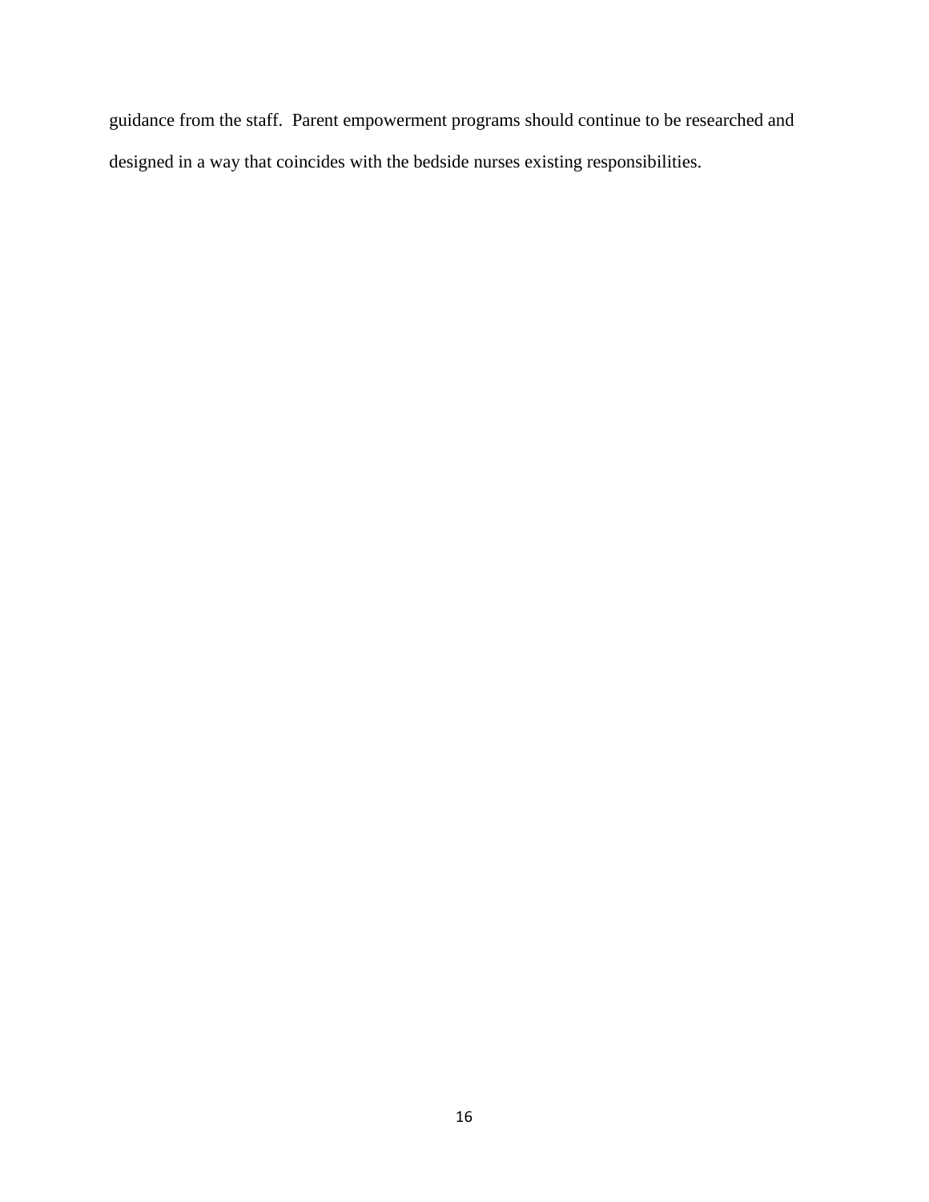guidance from the staff. Parent empowerment programs should continue to be researched and designed in a way that coincides with the bedside nurses existing responsibilities.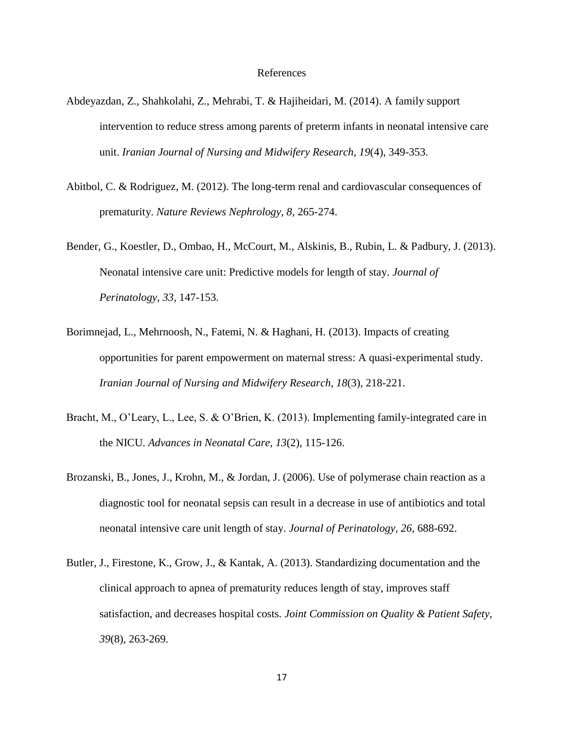# References

Abdeyazdan, Z., Shahkolahi, Z., Mehrabi, T. & Hajiheidari, M. (2014). A family support intervention to reduce stress among parents of preterm infants in neonatal intensive care unit. *Iranian Journal of Nursing and Midwifery Research, 19*(4), 349-353.

Abitbol, C. & Rodriguez, M. (2012). The long-term renal and cardiovascular consequences of prematurity. *Nature Reviews Nephrology, 8,* 265-274.

Bender, G., Koestler, D., Ombao, H., McCourt, M., Alskinis, B., Rubin, L. & Padbury, J. (2013). Neonatal intensive care unit: Predictive models for length of stay. *Journal of Perinatology, 33,* 147-153.

Borimnejad, L., Mehrnoosh, N., Fatemi, N. & Haghani, H. (2013). Impacts of creating opportunities for parent empowerment on maternal stress: A quasi-experimental study. *Iranian Journal of Nursing and Midwifery Research, 18*(3), 218-221.

Bracht, M., O'Leary, L., Lee, S. & O'Brien, K. (2013). Implementing family-integrated care in the NICU. *Advances in Neonatal Care, 13*(2), 115-126.

Brozanski, B., Jones, J., Krohn, M., & Jordan, J. (2006). Use of polymerase chain reaction as a diagnostic tool for neonatal sepsis can result in a decrease in use of antibiotics and total neonatal intensive care unit length of stay. *Journal of Perinatology, 26,* 688-692.

Butler, J., Firestone, K., Grow, J., & Kantak, A. (2013). Standardizing documentation and the clinical approach to apnea of prematurity reduces length of stay, improves staff satisfaction, and decreases hospital costs. *Joint Commission on Quality & Patient Safety, 39*(8), 263-269.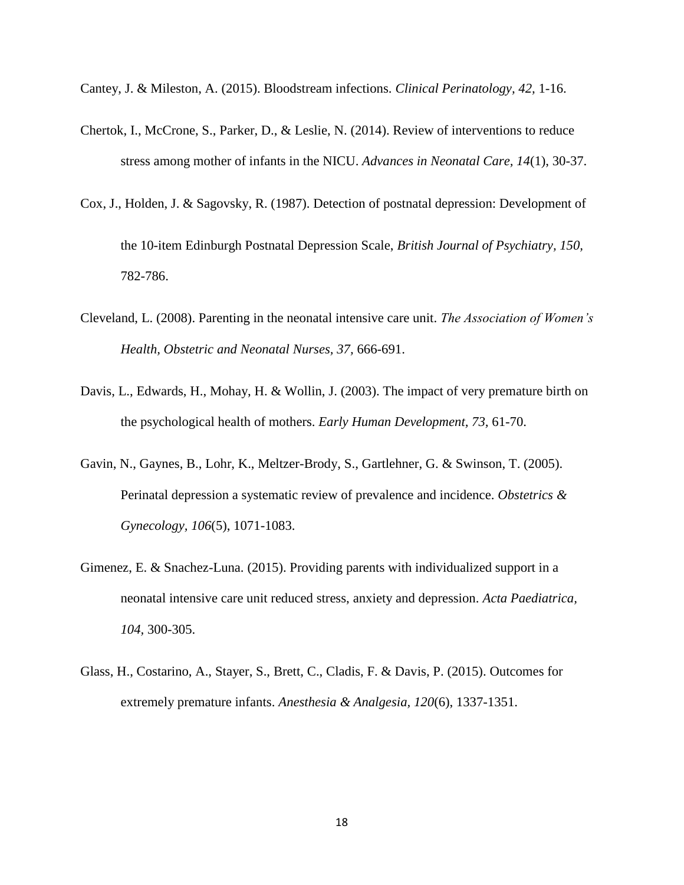Cantey, J. & Mileston, A. (2015). Bloodstream infections. *Clinical Perinatology, 42,* 1-16.

Chertok, I., McCrone, S., Parker, D., & Leslie, N. (2014). Review of interventions to reduce stress among mother of infants in the NICU. *Advances in Neonatal Care, 14*(1), 30-37.

Cox, J., Holden, J. & Sagovsky, R. (1987). Detection of postnatal depression: Development of the 10-item Edinburgh Postnatal Depression Scale, *British Journal of Psychiatry, 150,* 782-786.

Cleveland, L. (2008). Parenting in the neonatal intensive care unit. *The Association of Women's Health, Obstetric and Neonatal Nurses, 37,* 666-691.

Davis, L., Edwards, H., Mohay, H. & Wollin, J. (2003). The impact of very premature birth on the psychological health of mothers. *Early Human Development, 73,* 61-70.

Gavin, N., Gaynes, B., Lohr, K., Meltzer-Brody, S., Gartlehner, G. & Swinson, T. (2005). Perinatal depression a systematic review of prevalence and incidence. *Obstetrics & Gynecology, 106*(5), 1071-1083.

Gimenez, E. & Snachez-Luna. (2015). Providing parents with individualized support in a neonatal intensive care unit reduced stress, anxiety and depression. *Acta Paediatrica, 104,* 300-305.

Glass, H., Costarino, A., Stayer, S., Brett, C., Cladis, F. & Davis, P. (2015). Outcomes for extremely premature infants. *Anesthesia & Analgesia, 120*(6), 1337-1351.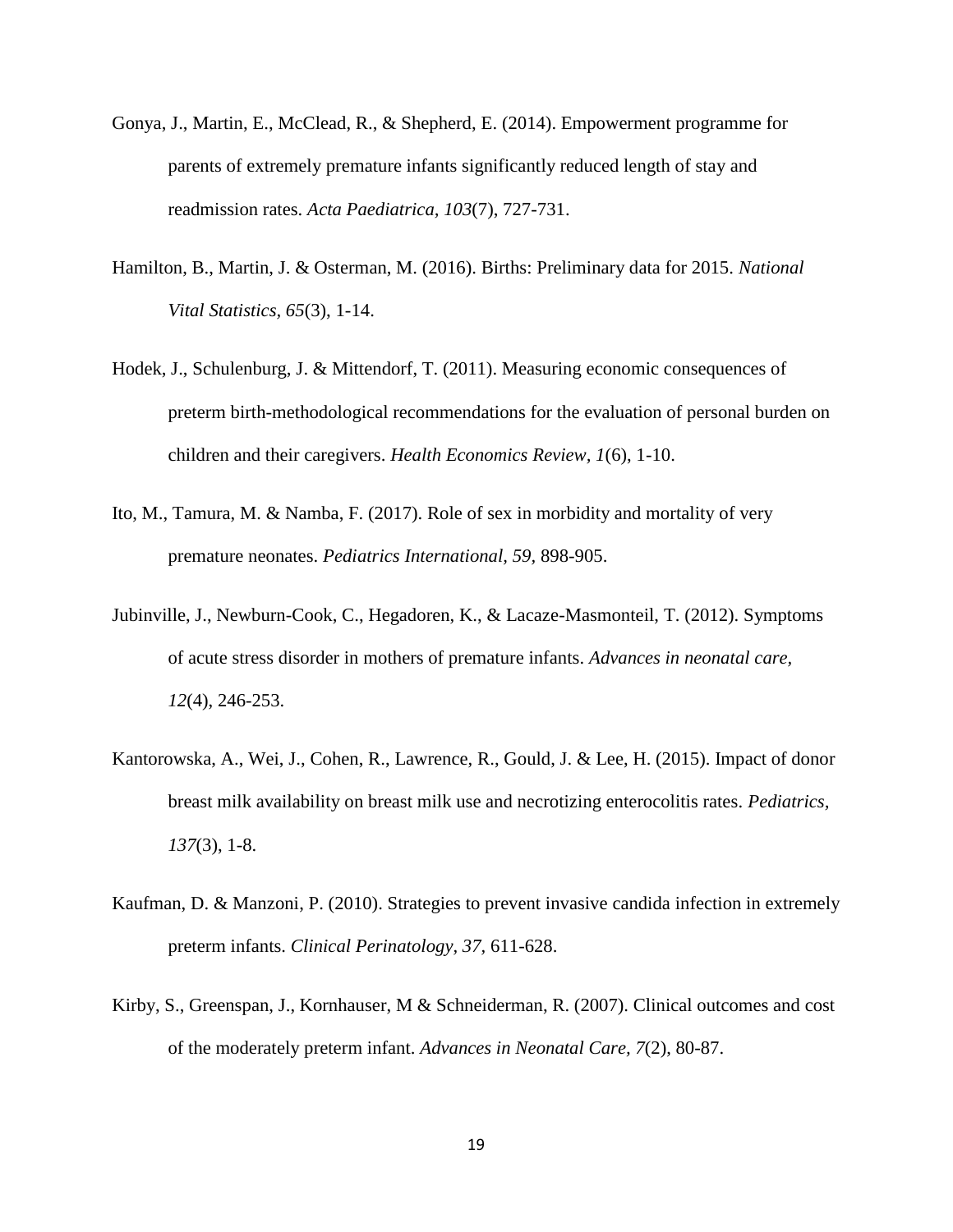Gonya, J., Martin, E., McClead, R., & Shepherd, E. (2014). Empowerment programme for parents of extremely premature infants significantly reduced length of stay and readmission rates. *Acta Paediatrica, 103*(7), 727-731.

Hamilton, B., Martin, J. & Osterman, M. (2016). Births: Preliminary data for 2015. *National Vital Statistics, 65*(3), 1-14.

Hodek, J., Schulenburg, J. & Mittendorf, T. (2011). Measuring economic consequences of preterm birth-methodological recommendations for the evaluation of personal burden on children and their caregivers. *Health Economics Review, 1*(6), 1-10.

Ito, M., Tamura, M. & Namba, F. (2017). Role of sex in morbidity and mortality of very premature neonates. *Pediatrics International, 59*, 898-905.

Jubinville, J., Newburn-Cook, C., Hegadoren, K., & Lacaze-Masmonteil, T. (2012). Symptoms of acute stress disorder in mothers of premature infants. *Advances in neonatal care, 12*(4), 246-253.

Kantorowska, A., Wei, J., Cohen, R., Lawrence, R., Gould, J. & Lee, H. (2015). Impact of donor breast milk availability on breast milk use and necrotizing enterocolitis rates. *Pediatrics, 137*(3), 1-8.

Kaufman, D. & Manzoni, P. (2010). Strategies to prevent invasive candida infection in extremely preterm infants. *Clinical Perinatology, 37*, 611-628.

Kirby, S., Greenspan, J., Kornhauser, M & Schneiderman, R. (2007). Clinical outcomes and cost of the moderately preterm infant. *Advances in Neonatal Care, 7*(2), 80-87.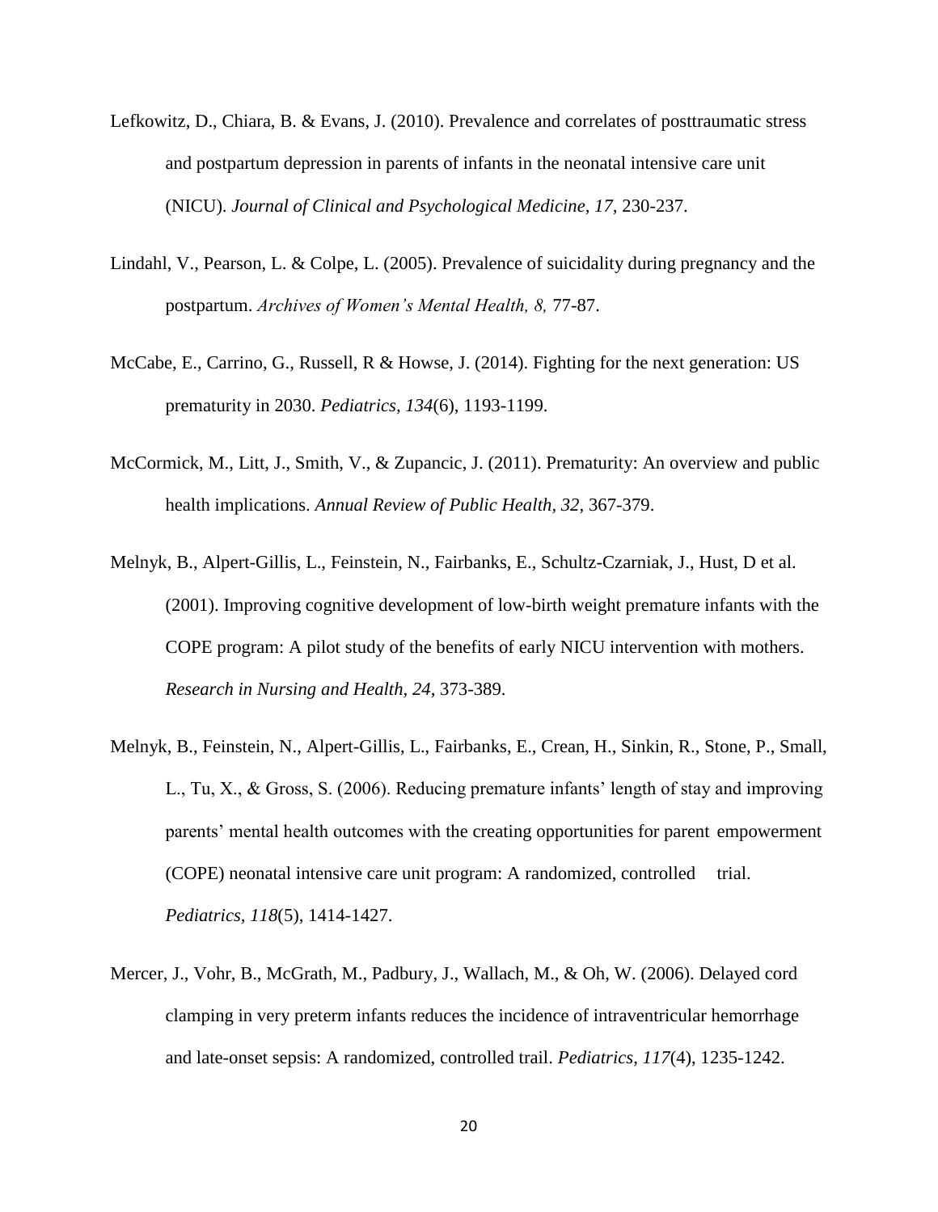Lefkowitz, D., Chiara, B. & Evans, J. (2010). Prevalence and correlates of posttraumatic stress and postpartum depression in parents of infants in the neonatal intensive care unit (NICU). *Journal of Clinical and Psychological Medicine, 17*, 230-237.

Lindahl, V., Pearson, L. & Colpe, L. (2005). Prevalence of suicidality during pregnancy and the postpartum. *Archives of Women's Mental Health, 8,* 77-87.

McCabe, E., Carrino, G., Russell, R & Howse, J. (2014). Fighting for the next generation: US prematurity in 2030. *Pediatrics, 134*(6), 1193-1199.

McCormick, M., Litt, J., Smith, V., & Zupancic, J. (2011). Prematurity: An overview and public health implications. *Annual Review of Public Health, 32,* 367-379.

Melnyk, B., Alpert-Gillis, L., Feinstein, N., Fairbanks, E., Schultz-Czarniak, J., Hust, D et al. (2001). Improving cognitive development of low-birth weight premature infants with the COPE program: A pilot study of the benefits of early NICU intervention with mothers. *Research in Nursing and Health, 24,* 373-389.

Melnyk, B., Feinstein, N., Alpert-Gillis, L., Fairbanks, E., Crean, H., Sinkin, R., Stone, P., Small, L., Tu, X., & Gross, S. (2006). Reducing premature infants' length of stay and improving parents' mental health outcomes with the creating opportunities for parent empowerment (COPE) neonatal intensive care unit program: A randomized, controlled trial. *Pediatrics, 118*(5), 1414-1427.

Mercer, J., Vohr, B., McGrath, M., Padbury, J., Wallach, M., & Oh, W. (2006). Delayed cord clamping in very preterm infants reduces the incidence of intraventricular hemorrhage and late-onset sepsis: A randomized, controlled trail. *Pediatrics, 117*(4), 1235-1242.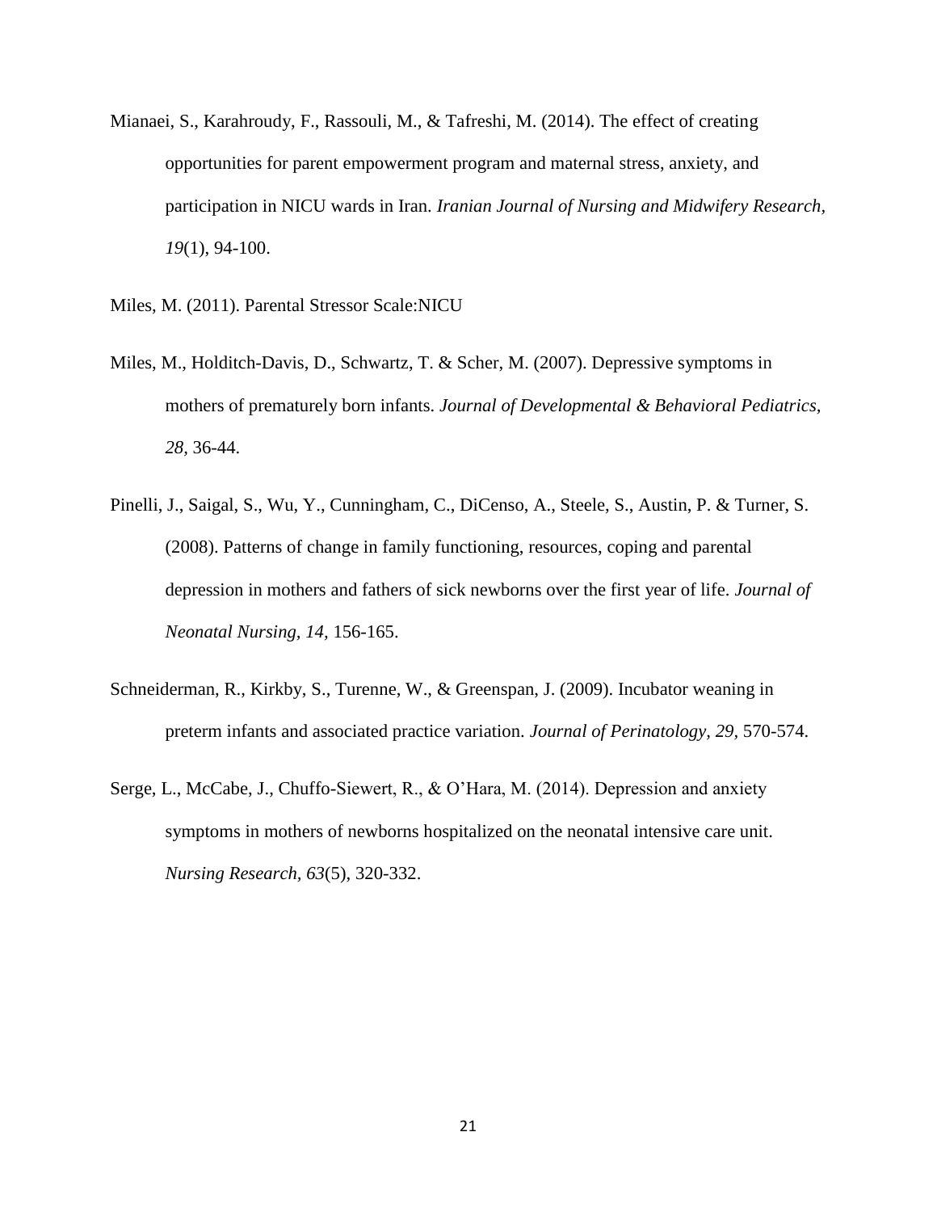Mianaei, S., Karahroudy, F., Rassouli, M., & Tafreshi, M. (2014). The effect of creating opportunities for parent empowerment program and maternal stress, anxiety, and participation in NICU wards in Iran. *Iranian Journal of Nursing and Midwifery Research, 19*(1), 94-100.

Miles, M. (2011). Parental Stressor Scale:NICU

Miles, M., Holditch-Davis, D., Schwartz, T. & Scher, M. (2007). Depressive symptoms in mothers of prematurely born infants. *Journal of Developmental & Behavioral Pediatrics, 28,* 36-44.

Pinelli, J., Saigal, S., Wu, Y., Cunningham, C., DiCenso, A., Steele, S., Austin, P. & Turner, S. (2008). Patterns of change in family functioning, resources, coping and parental depression in mothers and fathers of sick newborns over the first year of life. *Journal of Neonatal Nursing, 14,* 156-165.

Schneiderman, R., Kirkby, S., Turenne, W., & Greenspan, J. (2009). Incubator weaning in preterm infants and associated practice variation. *Journal of Perinatology, 29,* 570-574.

Serge, L., McCabe, J., Chuffo-Siewert, R., & O'Hara, M. (2014). Depression and anxiety symptoms in mothers of newborns hospitalized on the neonatal intensive care unit. *Nursing Research, 63*(5), 320-332.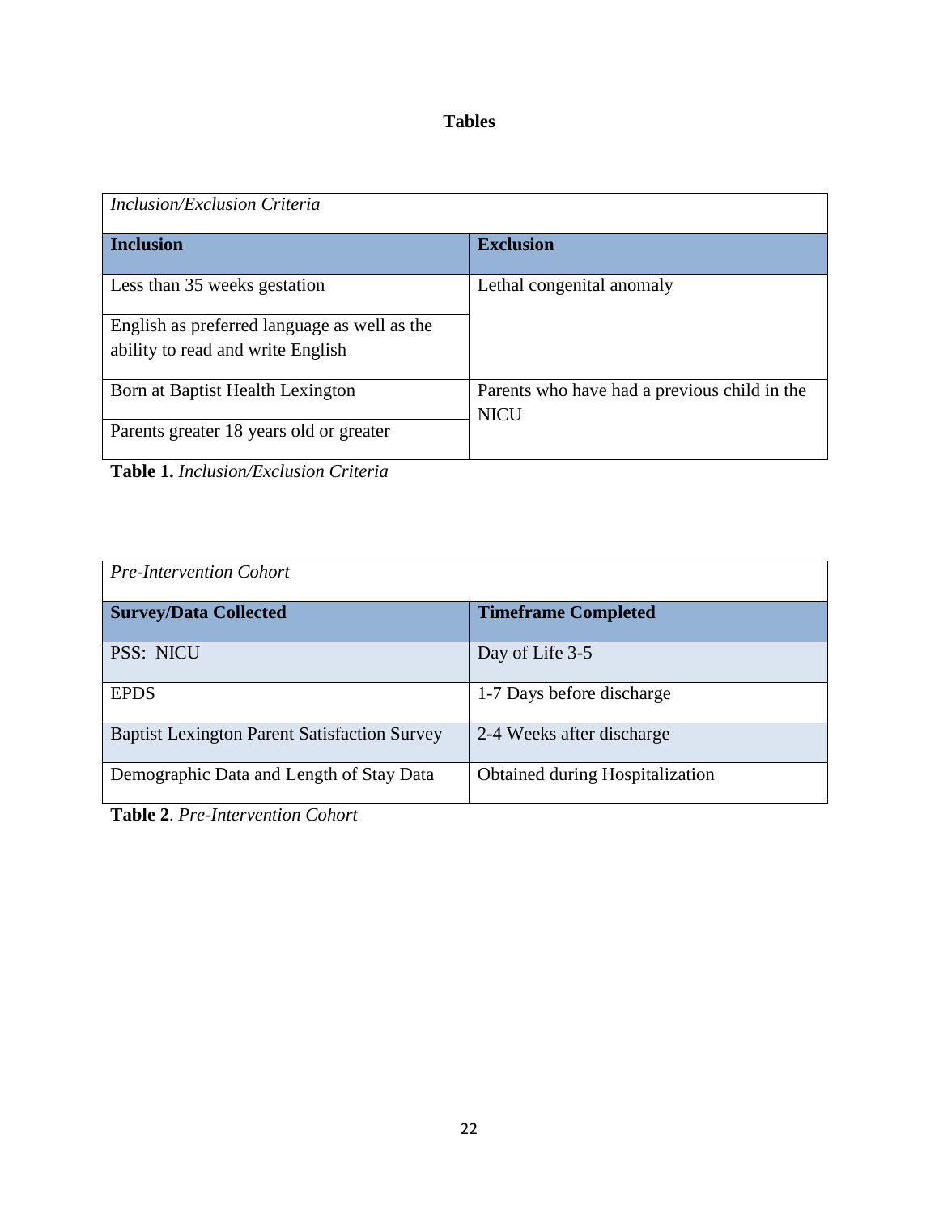# Tables

| *Inclusion/Exclusion Criteria* | |
|---|---|
| **Inclusion** | **Exclusion** |
| Less than 35 weeks gestation | Lethal congenital anomaly |
| English as preferred language as well as the ability to read and write English | |
| Born at Baptist Health Lexington | Parents who have had a previous child in the NICU |
| Parents greater 18 years old or greater | |

**Table 1.** *Inclusion/Exclusion Criteria*

| *Pre-Intervention Cohort* | |
|---|---|
| **Survey/Data Collected** | **Timeframe Completed** |
| PSS: NICU | Day of Life 3-5 |
| EPDS | 1-7 Days before discharge |
| Baptist Lexington Parent Satisfaction Survey | 2-4 Weeks after discharge |
| Demographic Data and Length of Stay Data | Obtained during Hospitalization |

**Table 2**. *Pre-Intervention Cohort*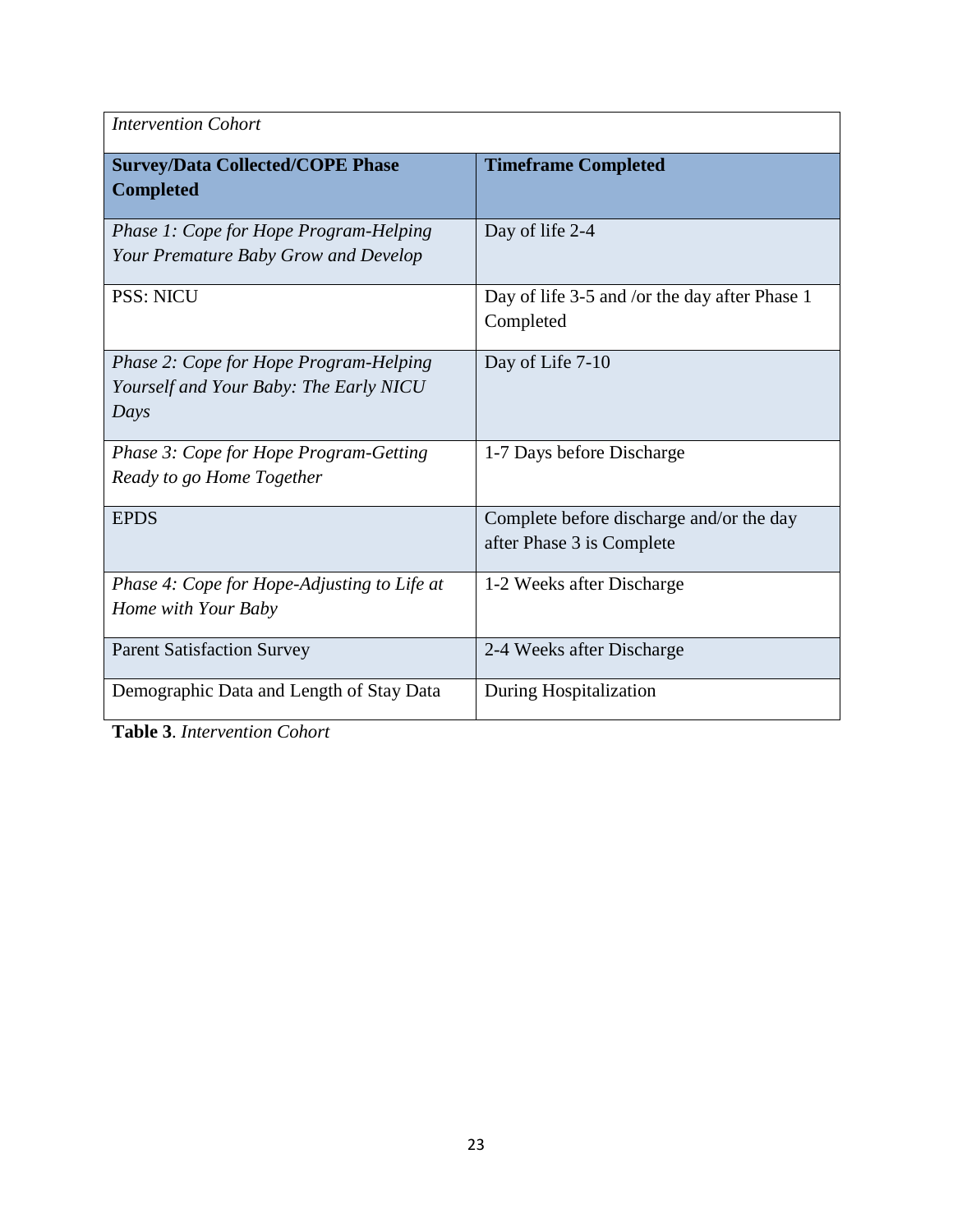| *Intervention Cohort* | |
|---|---|
| **Survey/Data Collected/COPE Phase Completed** | **Timeframe Completed** |
| *Phase 1: Cope for Hope Program-Helping Your Premature Baby Grow and Develop* | Day of life 2-4 |
| PSS: NICU | Day of life 3-5 and /or the day after Phase 1 Completed |
| *Phase 2: Cope for Hope Program-Helping Yourself and Your Baby: The Early NICU Days* | Day of Life 7-10 |
| *Phase 3: Cope for Hope Program-Getting Ready to go Home Together* | 1-7 Days before Discharge |
| EPDS | Complete before discharge and/or the day after Phase 3 is Complete |
| *Phase 4: Cope for Hope-Adjusting to Life at Home with Your Baby* | 1-2 Weeks after Discharge |
| Parent Satisfaction Survey | 2-4 Weeks after Discharge |
| Demographic Data and Length of Stay Data | During Hospitalization |

**Table 3**. *Intervention Cohort*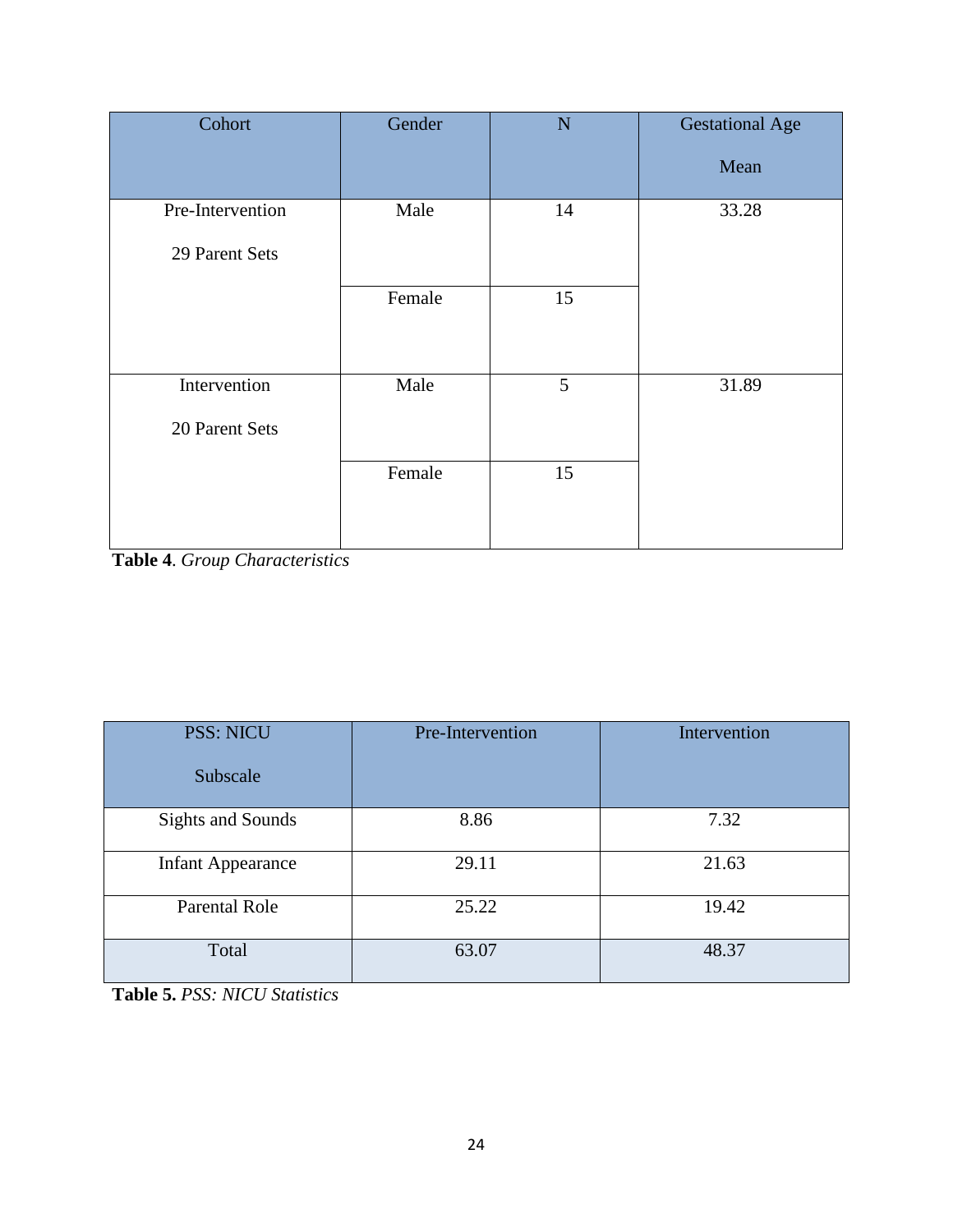| Cohort | Gender | N | Gestational Age Mean |
|---|---|---|---|
| Pre-Intervention 29 Parent Sets | Male | 14 | 33.28 |
| | Female | 15 | |
| Intervention 20 Parent Sets | Male | 5 | 31.89 |
| | Female | 15 | |

**Table 4**. *Group Characteristics*

| PSS: NICU Subscale | Pre-Intervention | Intervention |
|---|---|---|
| Sights and Sounds | 8.86 | 7.32 |
| Infant Appearance | 29.11 | 21.63 |
| Parental Role | 25.22 | 19.42 |
| Total | 63.07 | 48.37 |

**Table 5.** *PSS: NICU Statistics*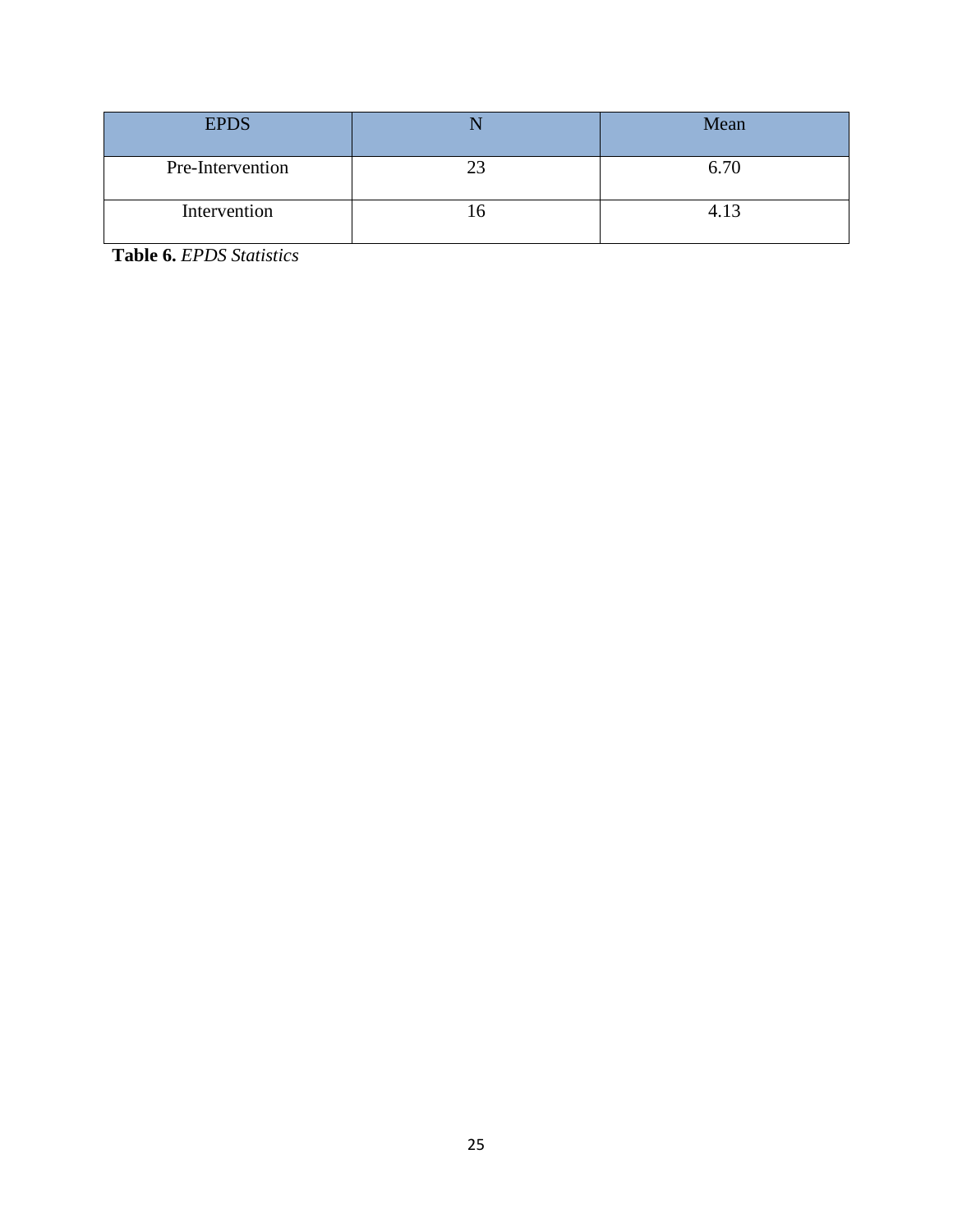| EPDS | N | Mean |
| --- | --- | --- |
| Pre-Intervention | 23 | 6.70 |
| Intervention | 16 | 4.13 |

**Table 6.** *EPDS Statistics*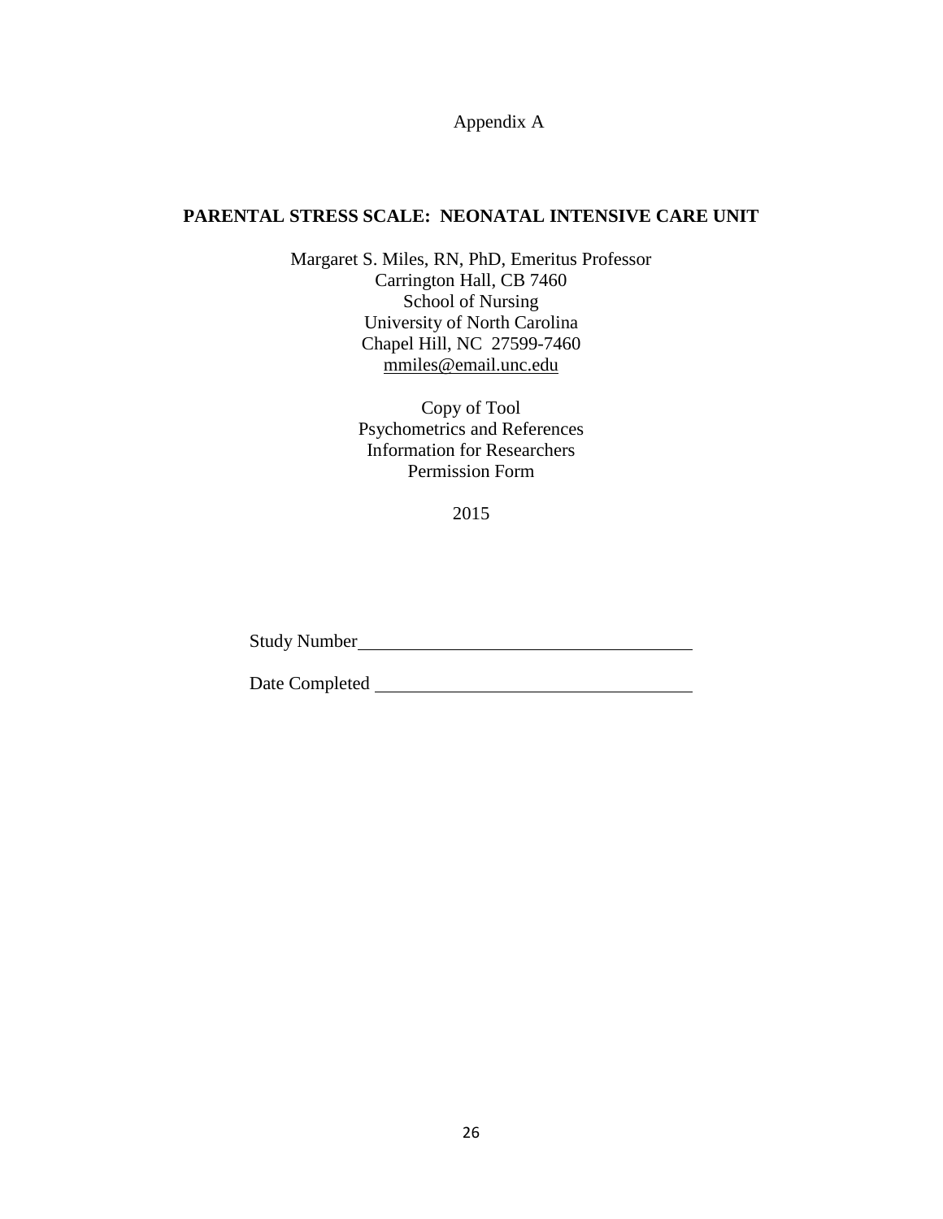Appendix A

# PARENTAL STRESS SCALE: NEONATAL INTENSIVE CARE UNIT

Margaret S. Miles, RN, PhD, Emeritus Professor
Carrington Hall, CB 7460
School of Nursing
University of North Carolina
Chapel Hill, NC 27599-7460
mmiles@email.unc.edu

Copy of Tool
Psychometrics and References
Information for Researchers
Permission Form

2015

Study Number ___________________________________

Date Completed _________________________________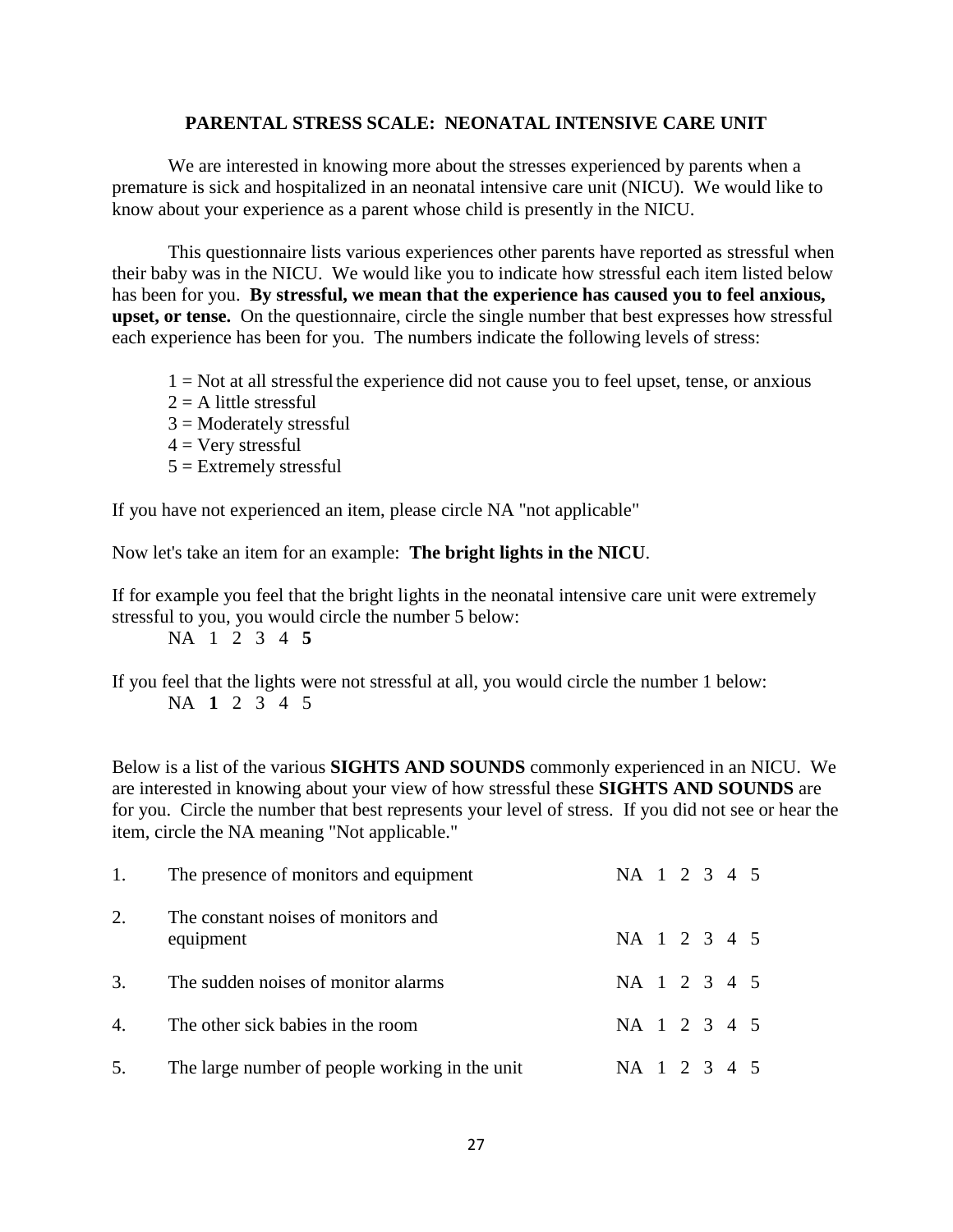**PARENTAL STRESS SCALE: NEONATAL INTENSIVE CARE UNIT**

We are interested in knowing more about the stresses experienced by parents when a premature is sick and hospitalized in an neonatal intensive care unit (NICU). We would like to know about your experience as a parent whose child is presently in the NICU.

This questionnaire lists various experiences other parents have reported as stressful when their baby was in the NICU. We would like you to indicate how stressful each item listed below has been for you. **By stressful, we mean that the experience has caused you to feel anxious, upset, or tense.** On the questionnaire, circle the single number that best expresses how stressful each experience has been for you. The numbers indicate the following levels of stress:

1 = Not at all stressful the experience did not cause you to feel upset, tense, or anxious
2 = A little stressful
3 = Moderately stressful
4 = Very stressful
5 = Extremely stressful

If you have not experienced an item, please circle NA "not applicable"

Now let's take an item for an example: **The bright lights in the NICU**.

If for example you feel that the bright lights in the neonatal intensive care unit were extremely stressful to you, you would circle the number 5 below:

NA 1 2 3 4 **5**

If you feel that the lights were not stressful at all, you would circle the number 1 below:

NA **1** 2 3 4 5

Below is a list of the various **SIGHTS AND SOUNDS** commonly experienced in an NICU. We are interested in knowing about your view of how stressful these **SIGHTS AND SOUNDS** are for you. Circle the number that best represents your level of stress. If you did not see or hear the item, circle the NA meaning "Not applicable."

| | | |
|---|---|---|
| 1. | The presence of monitors and equipment | NA 1 2 3 4 5 |
| 2. | The constant noises of monitors and equipment | NA 1 2 3 4 5 |
| 3. | The sudden noises of monitor alarms | NA 1 2 3 4 5 |
| 4. | The other sick babies in the room | NA 1 2 3 4 5 |
| 5. | The large number of people working in the unit | NA 1 2 3 4 5 |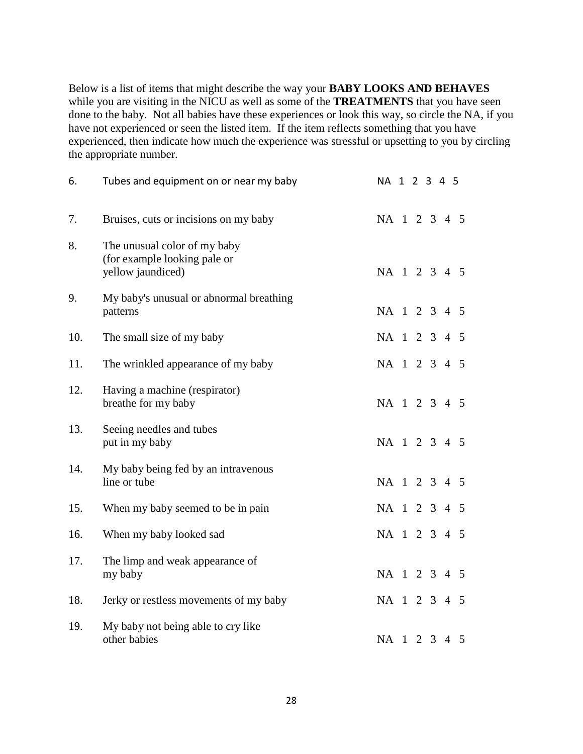Below is a list of items that might describe the way your **BABY LOOKS AND BEHAVES** while you are visiting in the NICU as well as some of the **TREATMENTS** that you have seen done to the baby. Not all babies have these experiences or look this way, so circle the NA, if you have not experienced or seen the listed item. If the item reflects something that you have experienced, then indicate how much the experience was stressful or upsetting to you by circling the appropriate number.

| | | |
|---|---|---|
| 6. | Tubes and equipment on or near my baby | NA 1 2 3 4 5 |
| 7. | Bruises, cuts or incisions on my baby | NA 1 2 3 4 5 |
| 8. | The unusual color of my baby (for example looking pale or yellow jaundiced) | NA 1 2 3 4 5 |
| 9. | My baby's unusual or abnormal breathing patterns | NA 1 2 3 4 5 |
| 10. | The small size of my baby | NA 1 2 3 4 5 |
| 11. | The wrinkled appearance of my baby | NA 1 2 3 4 5 |
| 12. | Having a machine (respirator) breathe for my baby | NA 1 2 3 4 5 |
| 13. | Seeing needles and tubes put in my baby | NA 1 2 3 4 5 |
| 14. | My baby being fed by an intravenous line or tube | NA 1 2 3 4 5 |
| 15. | When my baby seemed to be in pain | NA 1 2 3 4 5 |
| 16. | When my baby looked sad | NA 1 2 3 4 5 |
| 17. | The limp and weak appearance of my baby | NA 1 2 3 4 5 |
| 18. | Jerky or restless movements of my baby | NA 1 2 3 4 5 |
| 19. | My baby not being able to cry like other babies | NA 1 2 3 4 5 |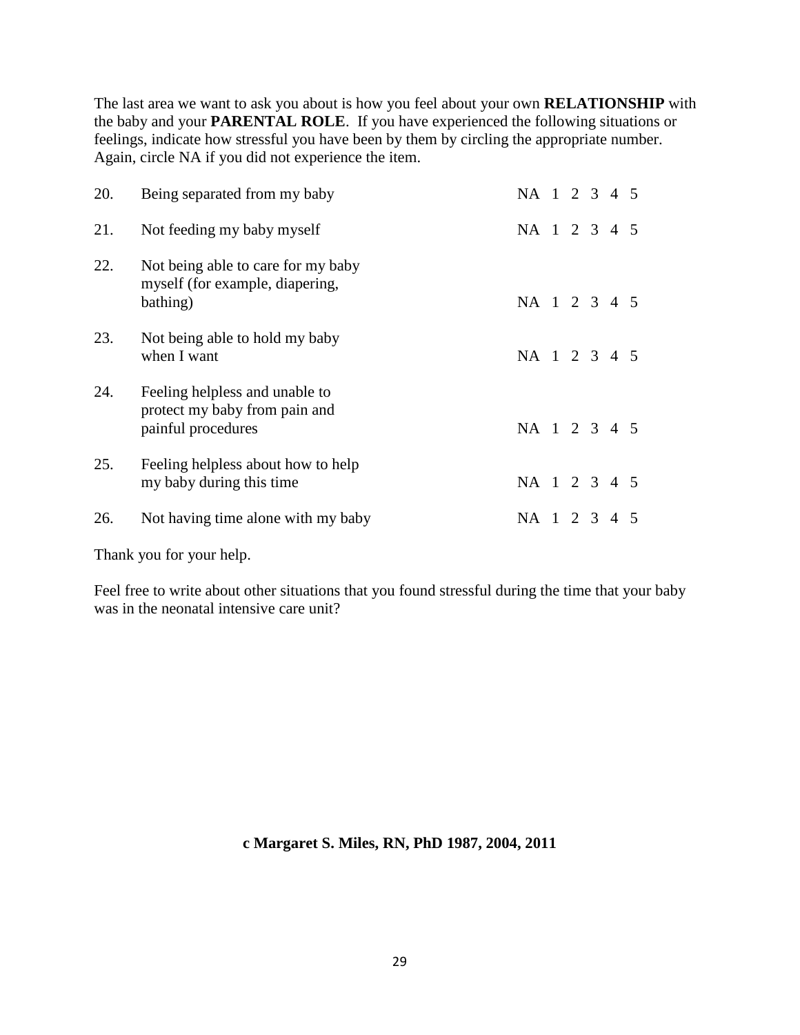The last area we want to ask you about is how you feel about your own **RELATIONSHIP** with the baby and your **PARENTAL ROLE**. If you have experienced the following situations or feelings, indicate how stressful you have been by them by circling the appropriate number. Again, circle NA if you did not experience the item.

| | | |
|---|---|---|
| 20. | Being separated from my baby | NA 1 2 3 4 5 |
| 21. | Not feeding my baby myself | NA 1 2 3 4 5 |
| 22. | Not being able to care for my baby myself (for example, diapering, bathing) | NA 1 2 3 4 5 |
| 23. | Not being able to hold my baby when I want | NA 1 2 3 4 5 |
| 24. | Feeling helpless and unable to protect my baby from pain and painful procedures | NA 1 2 3 4 5 |
| 25. | Feeling helpless about how to help my baby during this time | NA 1 2 3 4 5 |
| 26. | Not having time alone with my baby | NA 1 2 3 4 5 |

Thank you for your help.

Feel free to write about other situations that you found stressful during the time that your baby was in the neonatal intensive care unit?

**c Margaret S. Miles, RN, PhD 1987, 2004, 2011**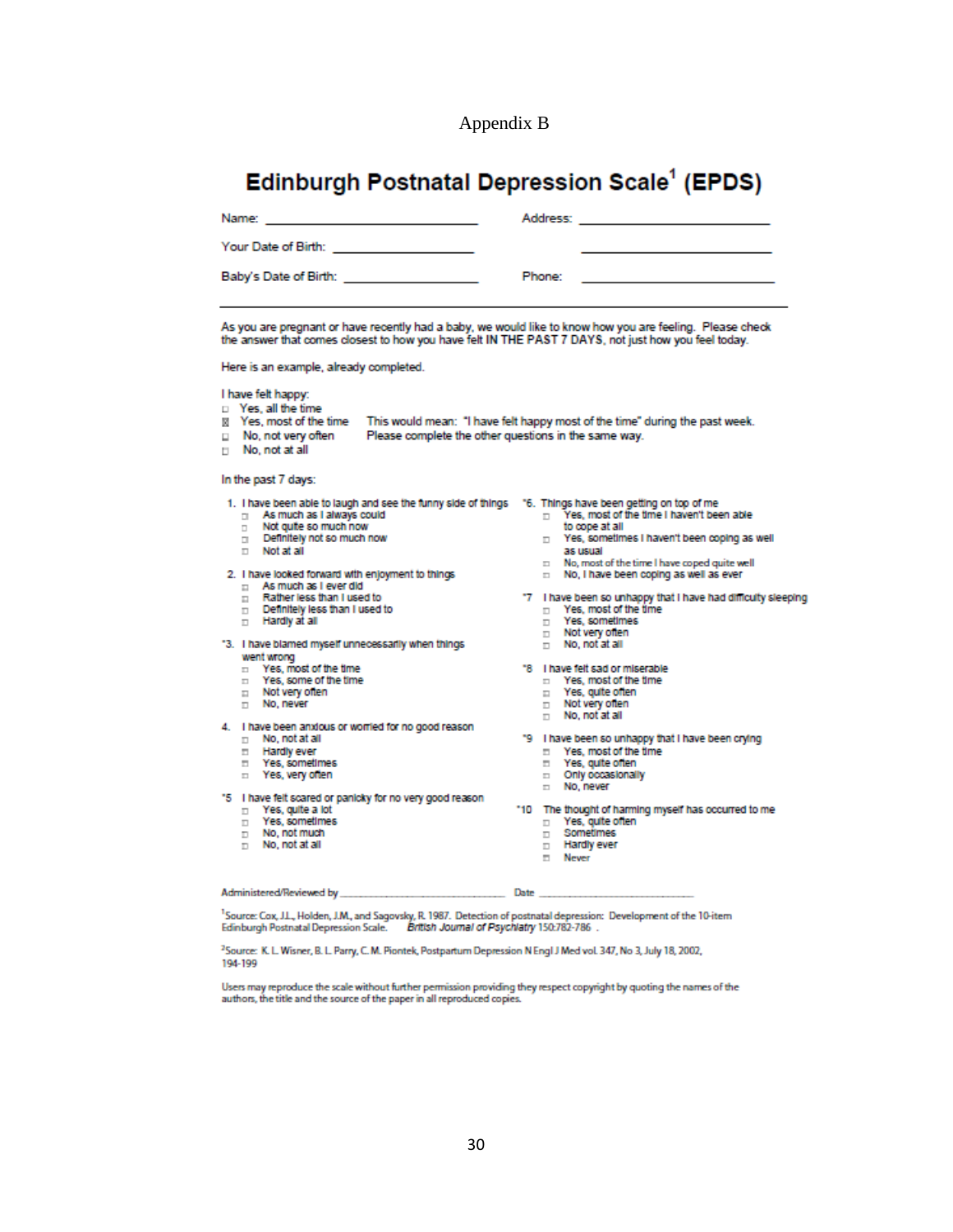Appendix B

# Edinburgh Postnatal Depression Scale[1] (EPDS)

Name: ______________________ Address: ______________________

Your Date of Birth: ______________ ______________________

Baby's Date of Birth: ______________ Phone: ______________________

---

As you are pregnant or have recently had a baby, we would like to know how you are feeling. Please check the answer that comes closest to how you have felt IN THE PAST 7 DAYS, not just how you feel today.

Here is an example, already completed.

I have felt happy:

- ☐ Yes, all the time
- ☒ Yes, most of the time
- ☐ No, not very often
- ☐ No, not at all

This would mean: "I have felt happy most of the time" during the past week. Please complete the other questions in the same way.

In the past 7 days:

1. I have been able to laugh and see the funny side of things
   - ☐ As much as I always could
   - ☐ Not quite so much now
   - ☐ Definitely not so much now
   - ☐ Not at all

2. I have looked forward with enjoyment to things
   - ☐ As much as I ever did
   - ☐ Rather less than I used to
   - ☐ Definitely less than I used to
   - ☐ Hardly at all

*3. I have blamed myself unnecessarily when things went wrong
   - ☐ Yes, most of the time
   - ☐ Yes, some of the time
   - ☐ Not very often
   - ☐ No, never

4. I have been anxious or worried for no good reason
   - ☐ No, not at all
   - ☐ Hardly ever
   - ☐ Yes, sometimes
   - ☐ Yes, very often

*5 I have felt scared or panicky for no very good reason
   - ☐ Yes, quite a lot
   - ☐ Yes, sometimes
   - ☐ No, not much
   - ☐ No, not at all

*6. Things have been getting on top of me
   - ☐ Yes, most of the time I haven't been able to cope at all
   - ☐ Yes, sometimes I haven't been coping as well as usual
   - ☐ No, most of the time I have coped quite well
   - ☐ No, I have been coping as well as ever

*7 I have been so unhappy that I have had difficulty sleeping
   - ☐ Yes, most of the time
   - ☐ Yes, sometimes
   - ☐ Not very often
   - ☐ No, not at all

*8 I have felt sad or miserable
   - ☐ Yes, most of the time
   - ☐ Yes, quite often
   - ☐ Not very often
   - ☐ No, not at all

*9 I have been so unhappy that I have been crying
   - ☐ Yes, most of the time
   - ☐ Yes, quite often
   - ☐ Only occasionally
   - ☐ No, never

*10 The thought of harming myself has occurred to me
   - ☐ Yes, quite often
   - ☐ Sometimes
   - ☐ Hardly ever
   - ☐ Never

Administered/Reviewed by ______________________ Date ______________________

[1]Source: Cox, J.L., Holden, J.M., and Sagovsky, R. 1987. Detection of postnatal depression: Development of the 10-item Edinburgh Postnatal Depression Scale. *British Journal of Psychiatry* 150:782-786 .

[2]Source: K. L. Wisner, B. L. Parry, C. M. Piontek, Postpartum Depression N Engl J Med vol. 347, No 3, July 18, 2002, 194-199

Users may reproduce the scale without further permission providing they respect copyright by quoting the names of the authors, the title and the source of the paper in all reproduced copies.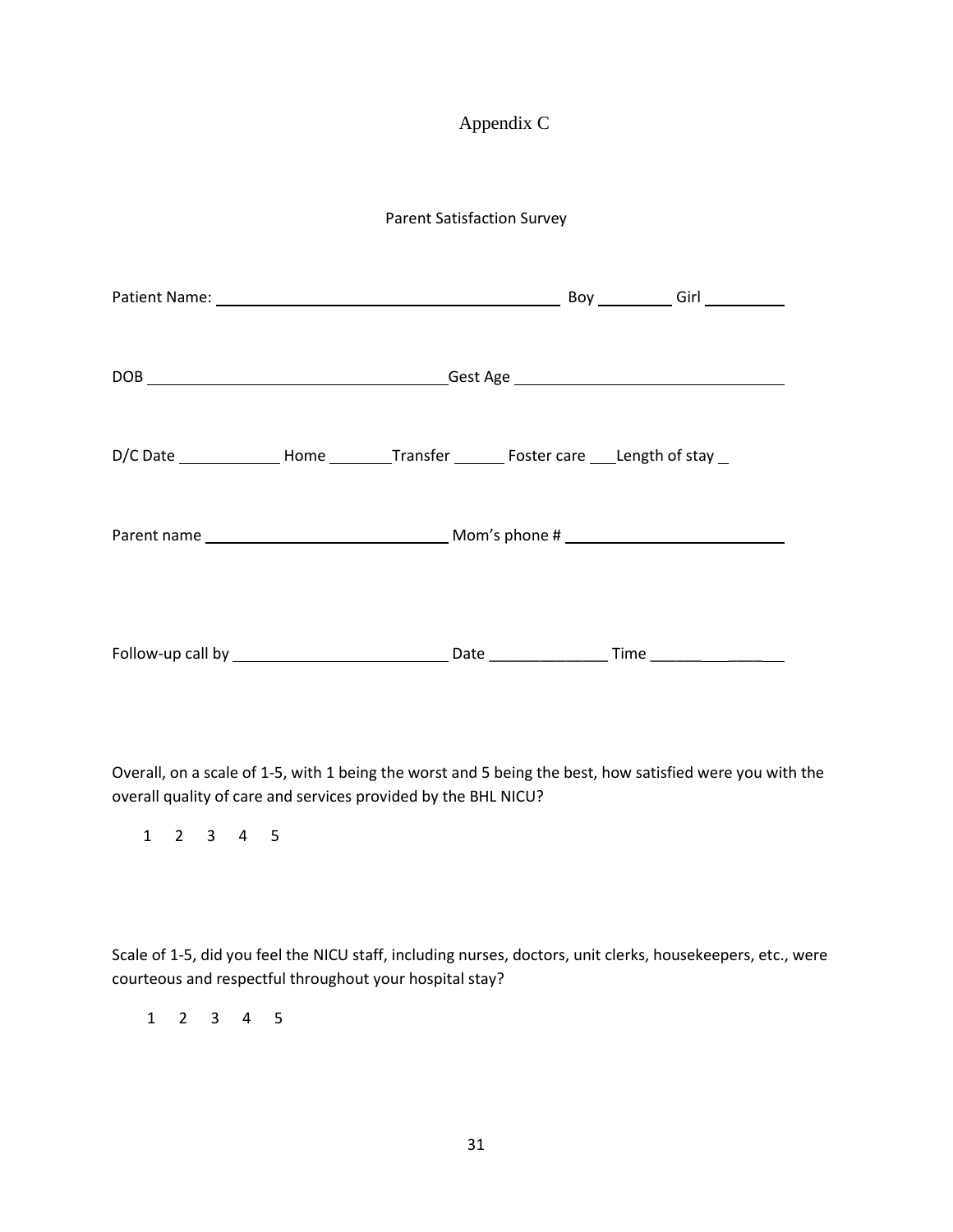# Appendix C

## Parent Satisfaction Survey

Patient Name: ________________________________________ Boy ________ Girl _________

DOB __________________________________Gest Age ______________________________

D/C Date ____________ Home _______Transfer ______ Foster care ___Length of stay _

Parent name ____________________________ Mom's phone # _________________________

Follow-up call by _________________________ Date ______________ Time ______________

Overall, on a scale of 1-5, with 1 being the worst and 5 being the best, how satisfied were you with the overall quality of care and services provided by the BHL NICU?

1 2 3 4 5

Scale of 1-5, did you feel the NICU staff, including nurses, doctors, unit clerks, housekeepers, etc., were courteous and respectful throughout your hospital stay?

1 2 3 4 5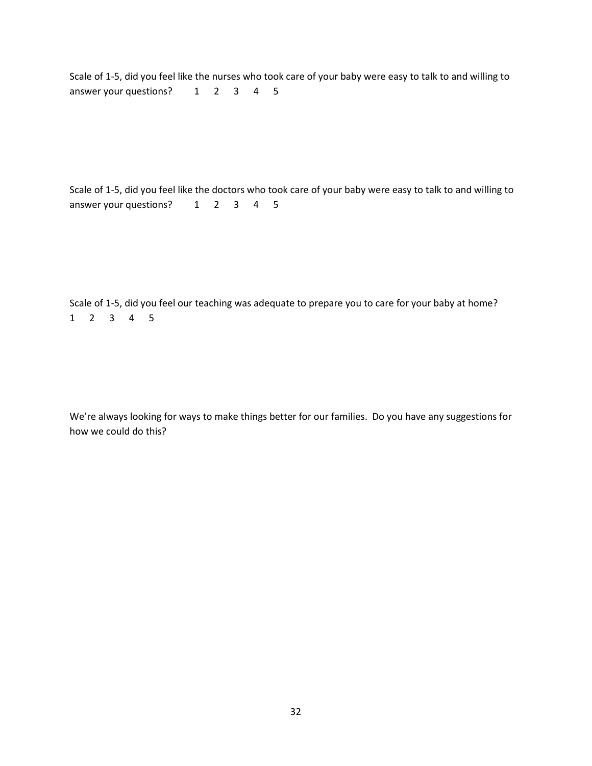Scale of 1-5, did you feel like the nurses who took care of your baby were easy to talk to and willing to answer your questions? 1 2 3 4 5

Scale of 1-5, did you feel like the doctors who took care of your baby were easy to talk to and willing to answer your questions? 1 2 3 4 5

Scale of 1-5, did you feel our teaching was adequate to prepare you to care for your baby at home?
1 2 3 4 5

We're always looking for ways to make things better for our families. Do you have any suggestions for how we could do this?